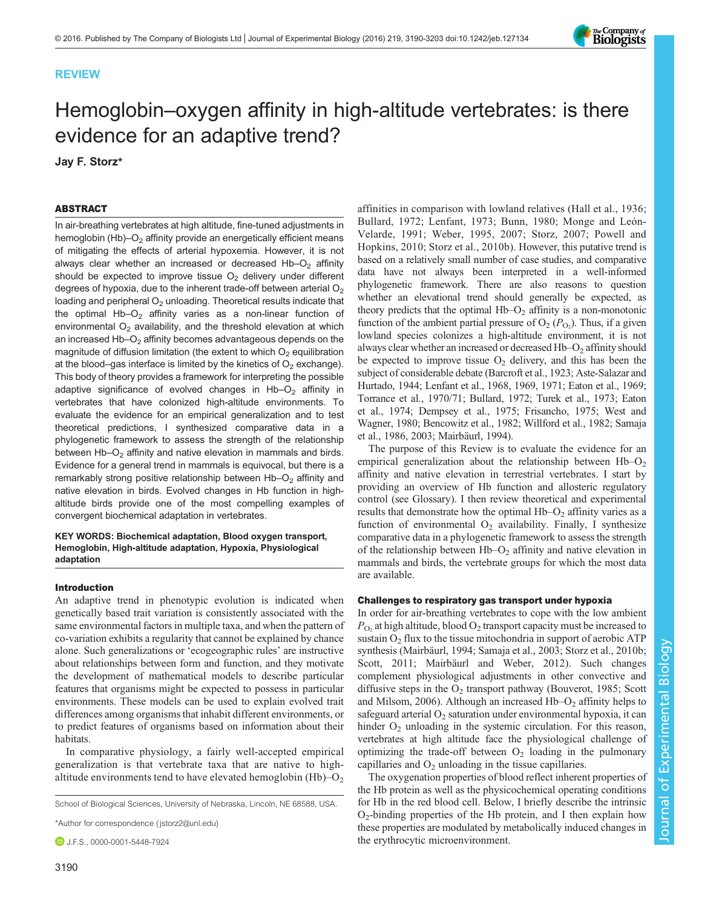REVIEW

# Hemoglobin–oxygen affinity in high-altitude vertebrates: is there evidence for an adaptive trend?

Jay F. Storz*

## ABSTRACT

In air-breathing vertebrates at high altitude, fine-tuned adjustments in hemoglobin (Hb)–$O_2$ affinity provide an energetically efficient means of mitigating the effects of arterial hypoxemia. However, it is not always clear whether an increased or decreased Hb–$O_2$ affinity should be expected to improve tissue $O_2$ delivery under different degrees of hypoxia, due to the inherent trade-off between arterial $O_2$ loading and peripheral $O_2$ unloading. Theoretical results indicate that the optimal Hb–$O_2$ affinity varies as a non-linear function of environmental $O_2$ availability, and the threshold elevation at which an increased Hb–$O_2$ affinity becomes advantageous depends on the magnitude of diffusion limitation (the extent to which $O_2$ equilibration at the blood–gas interface is limited by the kinetics of $O_2$ exchange). This body of theory provides a framework for interpreting the possible adaptive significance of evolved changes in Hb–$O_2$ affinity in vertebrates that have colonized high-altitude environments. To evaluate the evidence for an empirical generalization and to test theoretical predictions, I synthesized comparative data in a phylogenetic framework to assess the strength of the relationship between Hb–$O_2$ affinity and native elevation in mammals and birds. Evidence for a general trend in mammals is equivocal, but there is a remarkably strong positive relationship between Hb–$O_2$ affinity and native elevation in birds. Evolved changes in Hb function in high-altitude birds provide one of the most compelling examples of convergent biochemical adaptation in vertebrates.

**KEY WORDS: Biochemical adaptation, Blood oxygen transport, Hemoglobin, High-altitude adaptation, Hypoxia, Physiological adaptation**

### Introduction

An adaptive trend in phenotypic evolution is indicated when genetically based trait variation is consistently associated with the same environmental factors in multiple taxa, and when the pattern of co-variation exhibits a regularity that cannot be explained by chance alone. Such generalizations or 'ecogeographic rules' are instructive about relationships between form and function, and they motivate the development of mathematical models to describe particular features that organisms might be expected to possess in particular environments. These models can be used to explain evolved trait differences among organisms that inhabit different environments, or to predict features of organisms based on information about their habitats.

In comparative physiology, a fairly well-accepted empirical generalization is that vertebrate taxa that are native to high-altitude environments tend to have elevated hemoglobin (Hb)–$O_2$ affinities in comparison with lowland relatives (Hall et al., 1936; Bullard, 1972; Lenfant, 1973; Bunn, 1980; Monge and León-Velarde, 1991; Weber, 1995, 2007; Storz, 2007; Powell and Hopkins, 2010; Storz et al., 2010b). However, this putative trend is based on a relatively small number of case studies, and comparative data have not always been interpreted in a well-informed phylogenetic framework. There are also reasons to question whether an elevational trend should generally be expected, as theory predicts that the optimal Hb–$O_2$ affinity is a non-monotonic function of the ambient partial pressure of $O_2$ ($P_{O_2}$). Thus, if a given lowland species colonizes a high-altitude environment, it is not always clear whether an increased or decreased Hb–$O_2$ affinity should be expected to improve tissue $O_2$ delivery, and this has been the subject of considerable debate (Barcroft et al., 1923; Aste-Salazar and Hurtado, 1944; Lenfant et al., 1968, 1969, 1971; Eaton et al., 1969; Torrance et al., 1970/71; Bullard, 1972; Turek et al., 1973; Eaton et al., 1974; Dempsey et al., 1975; Frisancho, 1975; West and Wagner, 1980; Bencowitz et al., 1982; Willford et al., 1982; Samaja et al., 1986, 2003; Mairbäurl, 1994).

The purpose of this Review is to evaluate the evidence for an empirical generalization about the relationship between Hb–$O_2$ affinity and native elevation in terrestrial vertebrates. I start by providing an overview of Hb function and allosteric regulatory control (see Glossary). I then review theoretical and experimental results that demonstrate how the optimal Hb–$O_2$ affinity varies as a function of environmental $O_2$ availability. Finally, I synthesize comparative data in a phylogenetic framework to assess the strength of the relationship between Hb–$O_2$ affinity and native elevation in mammals and birds, the vertebrate groups for which the most data are available.

### Challenges to respiratory gas transport under hypoxia

In order for air-breathing vertebrates to cope with the low ambient $P_{O_2}$ at high altitude, blood $O_2$ transport capacity must be increased to sustain $O_2$ flux to the tissue mitochondria in support of aerobic ATP synthesis (Mairbäurl, 1994; Samaja et al., 2003; Storz et al., 2010b; Scott, 2011; Mairbäurl and Weber, 2012). Such changes complement physiological adjustments in other convective and diffusive steps in the $O_2$ transport pathway (Bouverot, 1985; Scott and Milsom, 2006). Although an increased Hb–$O_2$ affinity helps to safeguard arterial $O_2$ saturation under environmental hypoxia, it can hinder $O_2$ unloading in the systemic circulation. For this reason, vertebrates at high altitude face the physiological challenge of optimizing the trade-off between $O_2$ loading in the pulmonary capillaries and $O_2$ unloading in the tissue capillaries.

The oxygenation properties of blood reflect inherent properties of the Hb protein as well as the physicochemical operating conditions for Hb in the red blood cell. Below, I briefly describe the intrinsic $O_2$-binding properties of the Hb protein, and I then explain how these properties are modulated by metabolically induced changes in the erythrocytic microenvironment.

School of Biological Sciences, University of Nebraska, Lincoln, NE 68588, USA.

*Author for correspondence (jstorz2@unl.edu)

J.F.S., 0000-0001-5448-7924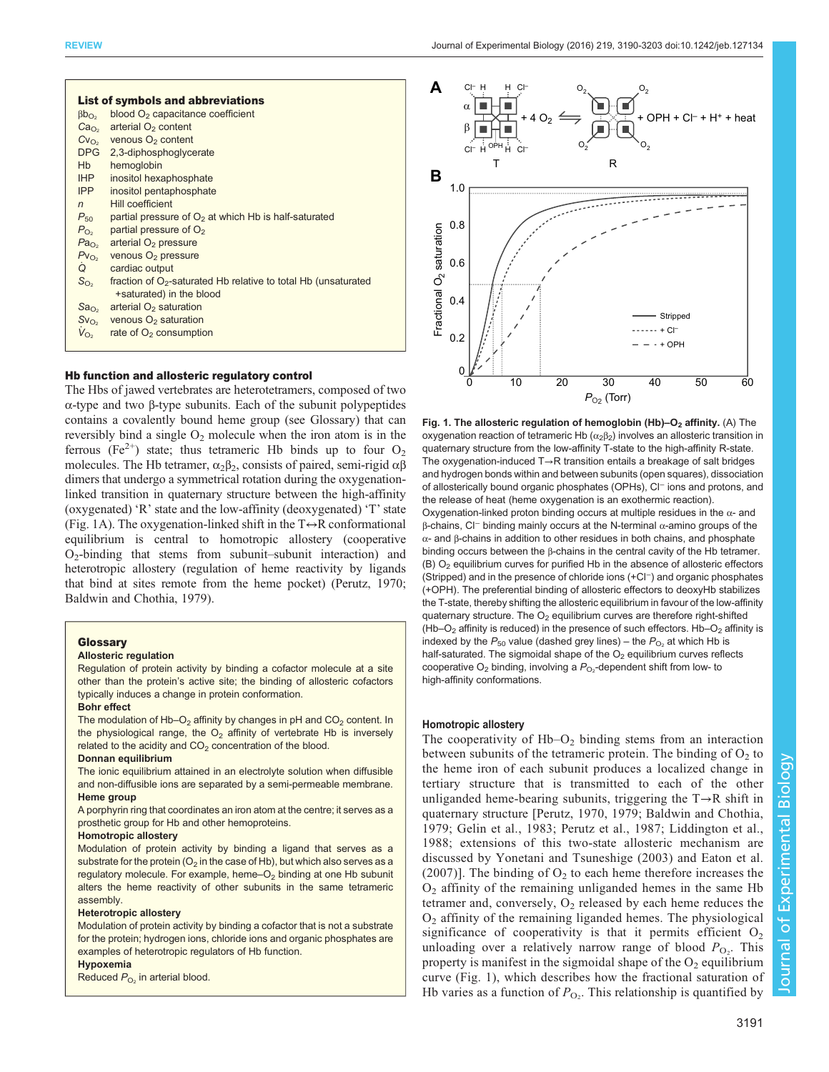## List of symbols and abbreviations

| | |
|---|---|
| $\beta b_{O_2}$ | blood $O_2$ capacitance coefficient |
| $Ca_{O_2}$ | arterial $O_2$ content |
| $Cv_{O_2}$ | venous $O_2$ content |
| DPG | 2,3-diphosphoglycerate |
| Hb | hemoglobin |
| IHP | inositol hexaphosphate |
| IPP | inositol pentaphosphate |
| $n$ | Hill coefficient |
| $P_{50}$ | partial pressure of $O_2$ at which Hb is half-saturated |
| $P_{O_2}$ | partial pressure of $O_2$ |
| $Pa_{O_2}$ | arterial $O_2$ pressure |
| $Pv_{O_2}$ | venous $O_2$ pressure |
| $\dot{Q}$ | cardiac output |
| $S_{O_2}$ | fraction of $O_2$-saturated Hb relative to total Hb (unsaturated +saturated) in the blood |
| $Sa_{O_2}$ | arterial $O_2$ saturation |
| $Sv_{O_2}$ | venous $O_2$ saturation |
| $\dot{V}_{O_2}$ | rate of $O_2$ consumption |

## Hb function and allosteric regulatory control

The Hbs of jawed vertebrates are heterotetramers, composed of two α-type and two β-type subunits. Each of the subunit polypeptides contains a covalently bound heme group (see Glossary) that can reversibly bind a single $O_2$ molecule when the iron atom is in the ferrous ($Fe^{2+}$) state; thus tetrameric Hb binds up to four $O_2$ molecules. The Hb tetramer, $\alpha_2\beta_2$, consists of paired, semi-rigid αβ dimers that undergo a symmetrical rotation during the oxygenation-linked transition in quaternary structure between the high-affinity (oxygenated) 'R' state and the low-affinity (deoxygenated) 'T' state (Fig. 1A). The oxygenation-linked shift in the T↔R conformational equilibrium is central to homotropic allostery (cooperative $O_2$-binding that stems from subunit–subunit interaction) and heterotropic allostery (regulation of heme reactivity by ligands that bind at sites remote from the heme pocket) (Perutz, 1970; Baldwin and Chothia, 1979).

## Glossary

**Allosteric regulation**
Regulation of protein activity by binding a cofactor molecule at a site other than the protein's active site; the binding of allosteric cofactors typically induces a change in protein conformation.

**Bohr effect**
The modulation of Hb–$O_2$ affinity by changes in pH and $CO_2$ content. In the physiological range, the $O_2$ affinity of vertebrate Hb is inversely related to the acidity and $CO_2$ concentration of the blood.

**Donnan equilibrium**
The ionic equilibrium attained in an electrolyte solution when diffusible and non-diffusible ions are separated by a semi-permeable membrane.

**Heme group**
A porphyrin ring that coordinates an iron atom at the centre; it serves as a prosthetic group for Hb and other hemoproteins.

**Homotropic allostery**
Modulation of protein activity by binding a ligand that serves as a substrate for the protein ($O_2$ in the case of Hb), but which also serves as a regulatory molecule. For example, heme–$O_2$ binding at one Hb subunit alters the heme reactivity of other subunits in the same tetrameric assembly.

**Heterotropic allostery**
Modulation of protein activity by binding a cofactor that is not a substrate for the protein; hydrogen ions, chloride ions and organic phosphates are examples of heterotropic regulators of Hb function.

**Hypoxemia**
Reduced $P_{O_2}$ in arterial blood.

**Fig. 1. The allosteric regulation of hemoglobin (Hb)–$O_2$ affinity.** (A) The oxygenation reaction of tetrameric Hb ($\alpha_2\beta_2$) involves an allosteric transition in quaternary structure from the low-affinity T-state to the high-affinity R-state. The oxygenation-induced T→R transition entails a breakage of salt bridges and hydrogen bonds within and between subunits (open squares), dissociation of allosterically bound organic phosphates (OPHs), $Cl^-$ ions and protons, and the release of heat (heme oxygenation is an exothermic reaction). Oxygenation-linked proton binding occurs at multiple residues in the α- and β-chains, $Cl^-$ binding mainly occurs at the N-terminal α-amino groups of the α- and β-chains in addition to other residues in both chains, and phosphate binding occurs between the β-chains in the central cavity of the Hb tetramer. (B) $O_2$ equilibrium curves for purified Hb in the absence of allosteric effectors (Stripped) and in the presence of chloride ions (+$Cl^-$) and organic phosphates (+OPH). The preferential binding of allosteric effectors to deoxyHb stabilizes the T-state, thereby shifting the allosteric equilibrium in favour of the low-affinity quaternary structure. The $O_2$ equilibrium curves are therefore right-shifted (Hb–$O_2$ affinity is reduced) in the presence of such effectors. Hb–$O_2$ affinity is indexed by the $P_{50}$ value (dashed grey lines) – the $P_{O_2}$ at which Hb is half-saturated. The sigmoidal shape of the $O_2$ equilibrium curves reflects cooperative $O_2$ binding, involving a $P_{O_2}$-dependent shift from low- to high-affinity conformations.

### Homotropic allostery

The cooperativity of Hb–$O_2$ binding stems from an interaction between subunits of the tetrameric protein. The binding of $O_2$ to the heme iron of each subunit produces a localized change in tertiary structure that is transmitted to each of the other unliganded heme-bearing subunits, triggering the T→R shift in quaternary structure [Perutz, 1970, 1979; Baldwin and Chothia, 1979; Gelin et al., 1983; Perutz et al., 1987; Liddington et al., 1988; extensions of this two-state allosteric mechanism are discussed by Yonetani and Tsuneshige (2003) and Eaton et al. (2007)]. The binding of $O_2$ to each heme therefore increases the $O_2$ affinity of the remaining unliganded hemes in the same Hb tetramer and, conversely, $O_2$ released by each heme reduces the $O_2$ affinity of the remaining liganded hemes. The physiological significance of cooperativity is that it permits efficient $O_2$ unloading over a relatively narrow range of blood $P_{O_2}$. This property is manifest in the sigmoidal shape of the $O_2$ equilibrium curve (Fig. 1), which describes how the fractional saturation of Hb varies as a function of $P_{O_2}$. This relationship is quantified by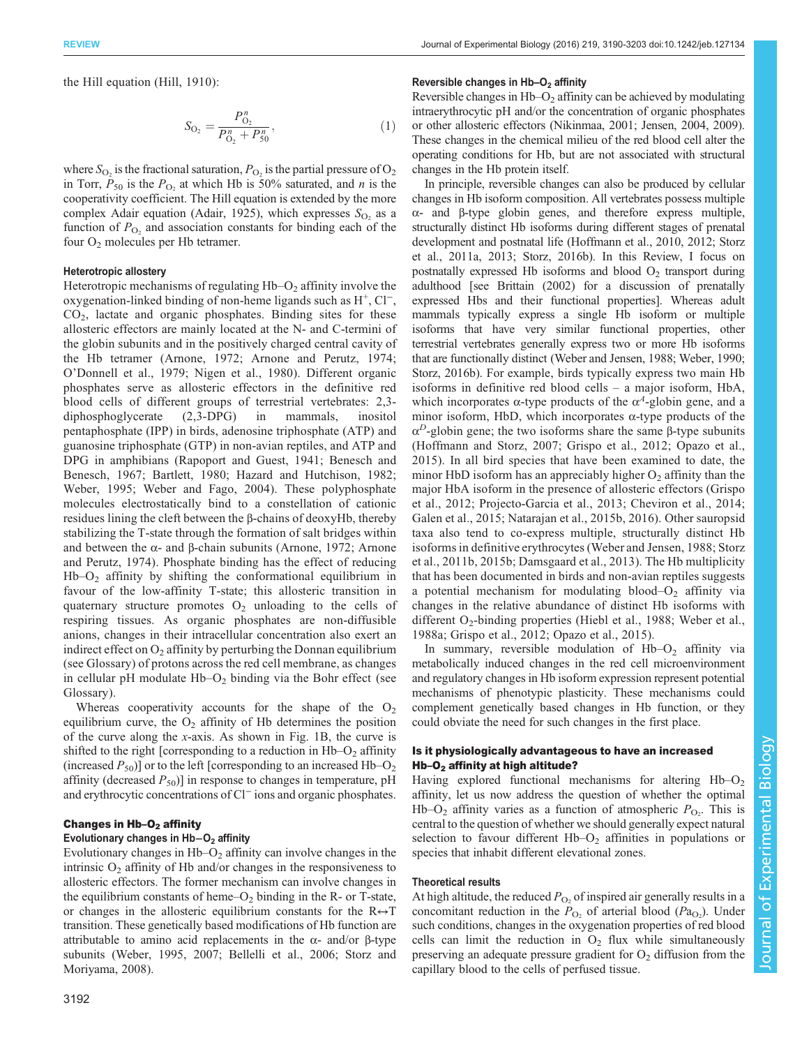the Hill equation (Hill, 1910):

$$S_{O_2} = \frac{P_{O_2}^n}{P_{O_2}^n + P_{50}^n}, \quad (1)$$

where $S_{O_2}$ is the fractional saturation, $P_{O_2}$ is the partial pressure of $O_2$ in Torr, $P_{50}$ is the $P_{O_2}$ at which Hb is 50% saturated, and $n$ is the cooperativity coefficient. The Hill equation is extended by the more complex Adair equation (Adair, 1925), which expresses $S_{O_2}$ as a function of $P_{O_2}$ and association constants for binding each of the four $O_2$ molecules per Hb tetramer.

#### Heterotropic allostery

Heterotropic mechanisms of regulating Hb–$O_2$ affinity involve the oxygenation-linked binding of non-heme ligands such as $H^+$, $Cl^-$, $CO_2$, lactate and organic phosphates. Binding sites for these allosteric effectors are mainly located at the N- and C-termini of the globin subunits and in the positively charged central cavity of the Hb tetramer (Arnone, 1972; Arnone and Perutz, 1974; O'Donnell et al., 1979; Nigen et al., 1980). Different organic phosphates serve as allosteric effectors in the definitive red blood cells of different groups of terrestrial vertebrates: 2,3-diphosphoglycerate (2,3-DPG) in mammals, inositol pentaphosphate (IPP) in birds, adenosine triphosphate (ATP) and guanosine triphosphate (GTP) in non-avian reptiles, and ATP and DPG in amphibians (Rapoport and Guest, 1941; Benesch and Benesch, 1967; Bartlett, 1980; Hazard and Hutchison, 1982; Weber, 1995; Weber and Fago, 2004). These polyphosphate molecules electrostatically bind to a constellation of cationic residues lining the cleft between the β-chains of deoxyHb, thereby stabilizing the T-state through the formation of salt bridges within and between the α- and β-chain subunits (Arnone, 1972; Arnone and Perutz, 1974). Phosphate binding has the effect of reducing Hb–$O_2$ affinity by shifting the conformational equilibrium in favour of the low-affinity T-state; this allosteric transition in quaternary structure promotes $O_2$ unloading to the cells of respiring tissues. As organic phosphates are non-diffusible anions, changes in their intracellular concentration also exert an indirect effect on $O_2$ affinity by perturbing the Donnan equilibrium (see Glossary) of protons across the red cell membrane, as changes in cellular pH modulate Hb–$O_2$ binding via the Bohr effect (see Glossary).

Whereas cooperativity accounts for the shape of the $O_2$ equilibrium curve, the $O_2$ affinity of Hb determines the position of the curve along the $x$-axis. As shown in Fig. 1B, the curve is shifted to the right [corresponding to a reduction in Hb–$O_2$ affinity (increased $P_{50}$)] or to the left [corresponding to an increased Hb–$O_2$ affinity (decreased $P_{50}$)] in response to changes in temperature, pH and erythrocytic concentrations of $Cl^-$ ions and organic phosphates.

### Changes in Hb–$O_2$ affinity

#### Evolutionary changes in Hb–$O_2$ affinity

Evolutionary changes in Hb–$O_2$ affinity can involve changes in the intrinsic $O_2$ affinity of Hb and/or changes in the responsiveness to allosteric effectors. The former mechanism can involve changes in the equilibrium constants of heme–$O_2$ binding in the R- or T-state, or changes in the allosteric equilibrium constants for the R↔T transition. These genetically based modifications of Hb function are attributable to amino acid replacements in the α- and/or β-type subunits (Weber, 1995, 2007; Bellelli et al., 2006; Storz and Moriyama, 2008).

#### Reversible changes in Hb–$O_2$ affinity

Reversible changes in Hb–$O_2$ affinity can be achieved by modulating intraerythrocytic pH and/or the concentration of organic phosphates or other allosteric effectors (Nikinmaa, 2001; Jensen, 2004, 2009). These changes in the chemical milieu of the red blood cell alter the operating conditions for Hb, but are not associated with structural changes in the Hb protein itself.

In principle, reversible changes can also be produced by cellular changes in Hb isoform composition. All vertebrates possess multiple α- and β-type globin genes, and therefore express multiple, structurally distinct Hb isoforms during different stages of prenatal development and postnatal life (Hoffmann et al., 2010, 2012; Storz et al., 2011a, 2013; Storz, 2016b). In this Review, I focus on postnatally expressed Hb isoforms and blood $O_2$ transport during adulthood [see Brittain (2002) for a discussion of prenatally expressed Hbs and their functional properties]. Whereas adult mammals typically express a single Hb isoform or multiple isoforms that have very similar functional properties, other terrestrial vertebrates generally express two or more Hb isoforms that are functionally distinct (Weber and Jensen, 1988; Weber, 1990; Storz, 2016b). For example, birds typically express two main Hb isoforms in definitive red blood cells – a major isoform, HbA, which incorporates α-type products of the $\alpha^A$-globin gene, and a minor isoform, HbD, which incorporates α-type products of the $\alpha^D$-globin gene; the two isoforms share the same β-type subunits (Hoffmann and Storz, 2007; Grispo et al., 2012; Opazo et al., 2015). In all bird species that have been examined to date, the minor HbD isoform has an appreciably higher $O_2$ affinity than the major HbA isoform in the presence of allosteric effectors (Grispo et al., 2012; Projecto-Garcia et al., 2013; Cheviron et al., 2014; Galen et al., 2015; Natarajan et al., 2015b, 2016). Other sauropsid taxa also tend to co-express multiple, structurally distinct Hb isoforms in definitive erythrocytes (Weber and Jensen, 1988; Storz et al., 2011b, 2015b; Damsgaard et al., 2013). The Hb multiplicity that has been documented in birds and non-avian reptiles suggests a potential mechanism for modulating blood–$O_2$ affinity via changes in the relative abundance of distinct Hb isoforms with different $O_2$-binding properties (Hiebl et al., 1988; Weber et al., 1988a; Grispo et al., 2012; Opazo et al., 2015).

In summary, reversible modulation of Hb–$O_2$ affinity via metabolically induced changes in the red cell microenvironment and regulatory changes in Hb isoform expression represent potential mechanisms of phenotypic plasticity. These mechanisms could complement genetically based changes in Hb function, or they could obviate the need for such changes in the first place.

### Is it physiologically advantageous to have an increased Hb–$O_2$ affinity at high altitude?

Having explored functional mechanisms for altering Hb–$O_2$ affinity, let us now address the question of whether the optimal Hb–$O_2$ affinity varies as a function of atmospheric $P_{O_2}$. This is central to the question of whether we should generally expect natural selection to favour different Hb–$O_2$ affinities in populations or species that inhabit different elevational zones.

#### Theoretical results

At high altitude, the reduced $P_{O_2}$ of inspired air generally results in a concomitant reduction in the $P_{O_2}$ of arterial blood ($Pa_{O_2}$). Under such conditions, changes in the oxygenation properties of red blood cells can limit the reduction in $O_2$ flux while simultaneously preserving an adequate pressure gradient for $O_2$ diffusion from the capillary blood to the cells of perfused tissue.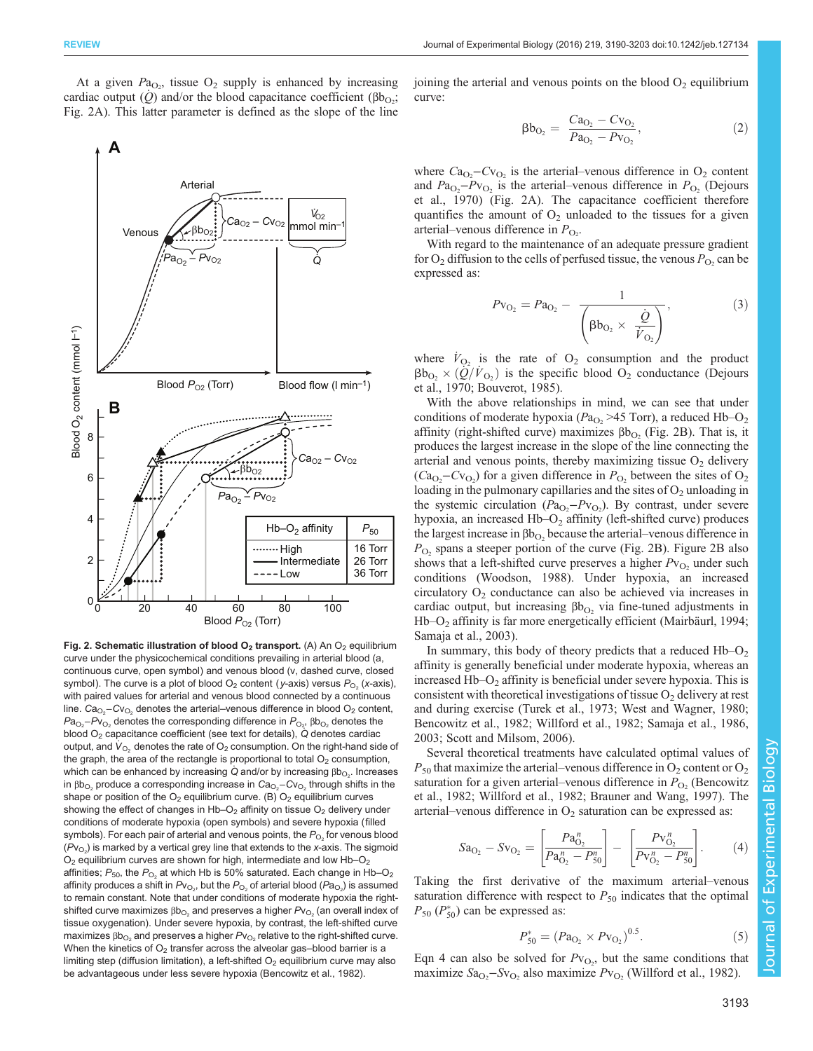At a given $Pa_{O_2}$, tissue $O_2$ supply is enhanced by increasing cardiac output ($\dot{Q}$) and/or the blood capacitance coefficient ($\beta b_{O_2}$; Fig. 2A). This latter parameter is defined as the slope of the line joining the arterial and venous points on the blood $O_2$ equilibrium curve:

$$\beta b_{O_2} = \frac{Ca_{O_2} - Cv_{O_2}}{Pa_{O_2} - Pv_{O_2}}, \tag{2}$$

where $Ca_{O_2}$–$Cv_{O_2}$ is the arterial–venous difference in $O_2$ content and $Pa_{O_2}$–$Pv_{O_2}$ is the arterial–venous difference in $P_{O_2}$ (Dejours et al., 1970) (Fig. 2A). The capacitance coefficient therefore quantifies the amount of $O_2$ unloaded to the tissues for a given arterial–venous difference in $P_{O_2}$.

With regard to the maintenance of an adequate pressure gradient for $O_2$ diffusion to the cells of perfused tissue, the venous $P_{O_2}$ can be expressed as:

$$Pv_{O_2} = Pa_{O_2} - \frac{1}{\left(\beta b_{O_2} \times \frac{\dot{Q}}{\dot{V}_{O_2}}\right)}, \tag{3}$$

where $\dot{V}_{O_2}$ is the rate of $O_2$ consumption and the product $\beta b_{O_2} \times (\dot{Q}/\dot{V}_{O_2})$ is the specific blood $O_2$ conductance (Dejours et al., 1970; Bouverot, 1985).

With the above relationships in mind, we can see that under conditions of moderate hypoxia ($Pa_{O_2}$ >45 Torr), a reduced Hb–$O_2$ affinity (right-shifted curve) maximizes $\beta b_{O_2}$ (Fig. 2B). That is, it produces the largest increase in the slope of the line connecting the arterial and venous points, thereby maximizing tissue $O_2$ delivery ($Ca_{O_2}$–$Cv_{O_2}$) for a given difference in $P_{O_2}$ between the sites of $O_2$ loading in the pulmonary capillaries and the sites of $O_2$ unloading in the systemic circulation ($Pa_{O_2}$–$Pv_{O_2}$). By contrast, under severe hypoxia, an increased Hb–$O_2$ affinity (left-shifted curve) produces the largest increase in $\beta b_{O_2}$ because the arterial–venous difference in $P_{O_2}$ spans a steeper portion of the curve (Fig. 2B). Figure 2B also shows that a left-shifted curve preserves a higher $Pv_{O_2}$ under such conditions (Woodson, 1988). Under hypoxia, an increased circulatory $O_2$ conductance can also be achieved via increases in cardiac output, but increasing $\beta b_{O_2}$ via fine-tuned adjustments in Hb–$O_2$ affinity is far more energetically efficient (Mairbäurl, 1994; Samaja et al., 2003).

In summary, this body of theory predicts that a reduced Hb–$O_2$ affinity is generally beneficial under moderate hypoxia, whereas an increased Hb–$O_2$ affinity is beneficial under severe hypoxia. This is consistent with theoretical investigations of tissue $O_2$ delivery at rest and during exercise (Turek et al., 1973; West and Wagner, 1980; Bencowitz et al., 1982; Willford et al., 1982; Samaja et al., 1986, 2003; Scott and Milsom, 2006).

Several theoretical treatments have calculated optimal values of $P_{50}$ that maximize the arterial–venous difference in $O_2$ content or $O_2$ saturation for a given arterial–venous difference in $P_{O_2}$ (Bencowitz et al., 1982; Willford et al., 1982; Brauner and Wang, 1997). The arterial–venous difference in $O_2$ saturation can be expressed as:

$$Sa_{O_2} - Sv_{O_2} = \left[\frac{Pa^n_{O_2}}{Pa^n_{O_2} - P^n_{50}}\right] - \left[\frac{Pv^n_{O_2}}{Pv^n_{O_2} - P^n_{50}}\right]. \tag{4}$$

Taking the first derivative of the maximum arterial–venous saturation difference with respect to $P_{50}$ indicates that the optimal $P_{50}$ ($P^*_{50}$) can be expressed as:

$$P^*_{50} = (Pa_{O_2} \times Pv_{O_2})^{0.5}. \tag{5}$$

Eqn 4 can also be solved for $Pv_{O_2}$, but the same conditions that maximize $Sa_{O_2}$–$Sv_{O_2}$ also maximize $Pv_{O_2}$ (Willford et al., 1982).

**Fig. 2. Schematic illustration of blood $O_2$ transport.** (A) An $O_2$ equilibrium curve under the physicochemical conditions prevailing in arterial blood (a, continuous curve, open symbol) and venous blood (v, dashed curve, closed symbol). The curve is a plot of blood $O_2$ content (*y*-axis) versus $P_{O_2}$ (*x*-axis), with paired values for arterial and venous blood connected by a continuous line. $Ca_{O_2}$–$Cv_{O_2}$ denotes the arterial–venous difference in blood $O_2$ content, $Pa_{O_2}$–$Pv_{O_2}$ denotes the corresponding difference in $P_{O_2}$, $\beta b_{O_2}$ denotes the blood $O_2$ capacitance coefficient (see text for details), $\dot{Q}$ denotes cardiac output, and $\dot{V}_{O_2}$ denotes the rate of $O_2$ consumption. On the right-hand side of the graph, the area of the rectangle is proportional to total $O_2$ consumption, which can be enhanced by increasing $\dot{Q}$ and/or by increasing $\beta b_{O_2}$. Increases in $\beta b_{O_2}$ produce a corresponding increase in $Ca_{O_2}$–$Cv_{O_2}$ through shifts in the shape or position of the $O_2$ equilibrium curve. (B) $O_2$ equilibrium curves showing the effect of changes in Hb–$O_2$ affinity on tissue $O_2$ delivery under conditions of moderate hypoxia (open symbols) and severe hypoxia (filled symbols). For each pair of arterial and venous points, the $P_{O_2}$ for venous blood ($Pv_{O_2}$) is marked by a vertical grey line that extends to the *x*-axis. The sigmoid $O_2$ equilibrium curves are shown for high, intermediate and low Hb–$O_2$ affinities; $P_{50}$, the $P_{O_2}$ at which Hb is 50% saturated. Each change in Hb–$O_2$ affinity produces a shift in $Pv_{O_2}$, but the $P_{O_2}$ of arterial blood ($Pa_{O_2}$) is assumed to remain constant. Note that under conditions of moderate hypoxia the right-shifted curve maximizes $\beta b_{O_2}$ and preserves a higher $Pv_{O_2}$ (an overall index of tissue oxygenation). Under severe hypoxia, by contrast, the left-shifted curve maximizes $\beta b_{O_2}$ and preserves a higher $Pv_{O_2}$ relative to the right-shifted curve. When the kinetics of $O_2$ transfer across the alveolar gas–blood barrier is a limiting step (diffusion limitation), a left-shifted $O_2$ equilibrium curve may also be advantageous under less severe hypoxia (Bencowitz et al., 1982).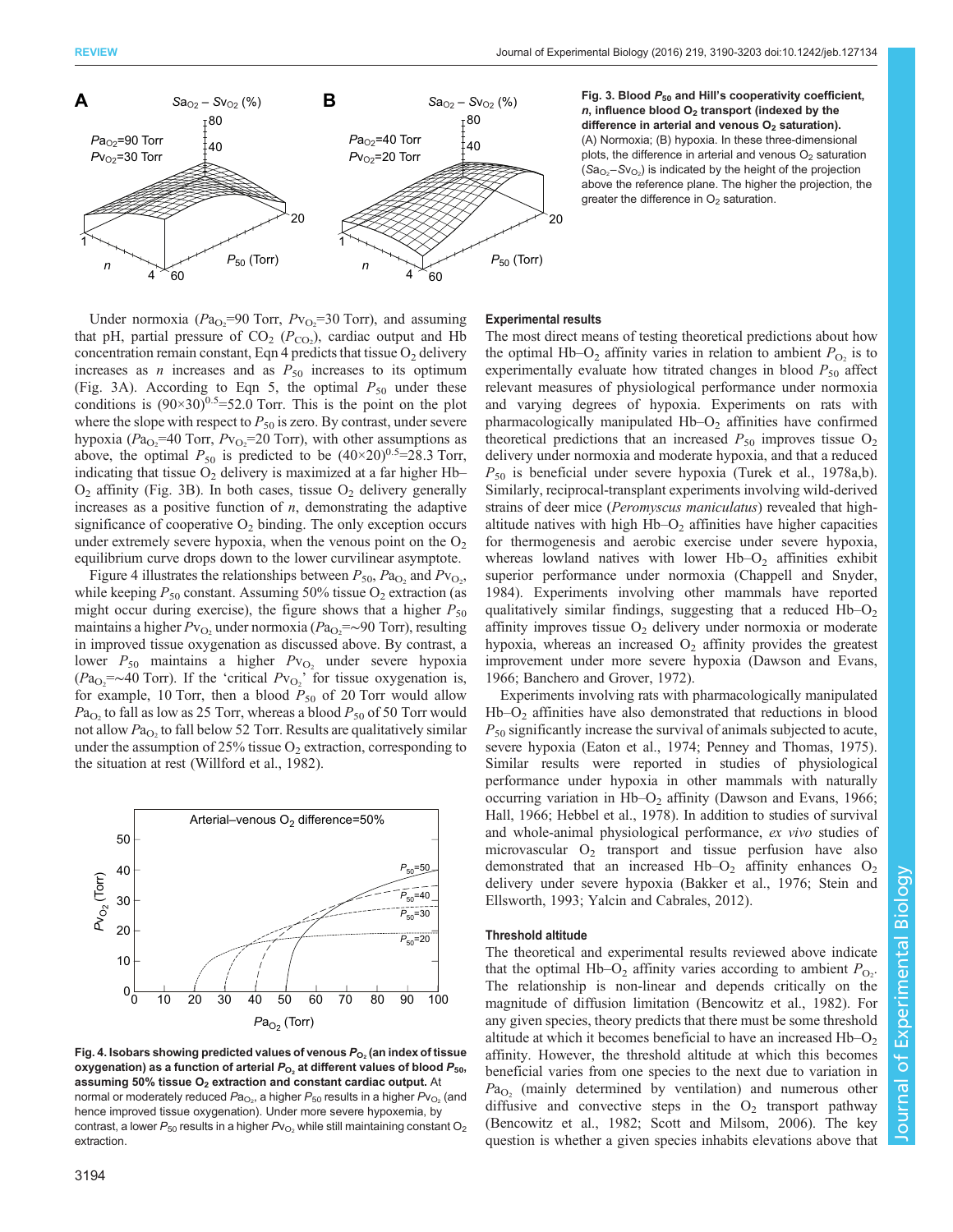**Fig. 3. Blood $P_{50}$ and Hill's cooperativity coefficient, $n$, influence blood $O_2$ transport (indexed by the difference in arterial and venous $O_2$ saturation).** (A) Normoxia; (B) hypoxia. In these three-dimensional plots, the difference in arterial and venous $O_2$ saturation ($Sa_{O_2}-Sv_{O_2}$) is indicated by the height of the projection above the reference plane. The higher the projection, the greater the difference in $O_2$ saturation.

Under normoxia ($Pa_{O_2}$=90 Torr, $Pv_{O_2}$=30 Torr), and assuming that pH, partial pressure of $CO_2$ ($P_{CO_2}$), cardiac output and Hb concentration remain constant, Eqn 4 predicts that tissue $O_2$ delivery increases as $n$ increases and as $P_{50}$ increases to its optimum (Fig. 3A). According to Eqn 5, the optimal $P_{50}$ under these conditions is $(90\times30)^{0.5}$=52.0 Torr. This is the point on the plot where the slope with respect to $P_{50}$ is zero. By contrast, under severe hypoxia ($Pa_{O_2}$=40 Torr, $Pv_{O_2}$=20 Torr), with other assumptions as above, the optimal $P_{50}$ is predicted to be $(40\times20)^{0.5}$=28.3 Torr, indicating that tissue $O_2$ delivery is maximized at a far higher Hb–$O_2$ affinity (Fig. 3B). In both cases, tissue $O_2$ delivery generally increases as a positive function of $n$, demonstrating the adaptive significance of cooperative $O_2$ binding. The only exception occurs under extremely severe hypoxia, when the venous point on the $O_2$ equilibrium curve drops down to the lower curvilinear asymptote.

Figure 4 illustrates the relationships between $P_{50}$, $Pa_{O_2}$ and $Pv_{O_2}$, while keeping $P_{50}$ constant. Assuming 50% tissue $O_2$ extraction (as might occur during exercise), the figure shows that a higher $P_{50}$ maintains a higher $Pv_{O_2}$ under normoxia ($Pa_{O_2}$=~90 Torr), resulting in improved tissue oxygenation as discussed above. By contrast, a lower $P_{50}$ maintains a higher $Pv_{O_2}$ under severe hypoxia ($Pa_{O_2}$=~40 Torr). If the 'critical $Pv_{O_2}$' for tissue oxygenation is, for example, 10 Torr, then a blood $P_{50}$ of 20 Torr would allow $Pa_{O_2}$ to fall as low as 25 Torr, whereas a blood $P_{50}$ of 50 Torr would not allow $Pa_{O_2}$ to fall below 52 Torr. Results are qualitatively similar under the assumption of 25% tissue $O_2$ extraction, corresponding to the situation at rest (Willford et al., 1982).

**Fig. 4. Isobars showing predicted values of venous $P_{O_2}$ (an index of tissue oxygenation) as a function of arterial $P_{O_2}$ at different values of blood $P_{50}$, assuming 50% tissue $O_2$ extraction and constant cardiac output.** At normal or moderately reduced $Pa_{O_2}$, a higher $P_{50}$ results in a higher $Pv_{O_2}$ (and hence improved tissue oxygenation). Under more severe hypoxemia, by contrast, a lower $P_{50}$ results in a higher $Pv_{O_2}$ while still maintaining constant $O_2$ extraction.

### Experimental results

The most direct means of testing theoretical predictions about how the optimal Hb–$O_2$ affinity varies in relation to ambient $P_{O_2}$ is to experimentally evaluate how titrated changes in blood $P_{50}$ affect relevant measures of physiological performance under normoxia and varying degrees of hypoxia. Experiments on rats with pharmacologically manipulated Hb–$O_2$ affinities have confirmed theoretical predictions that an increased $P_{50}$ improves tissue $O_2$ delivery under normoxia and moderate hypoxia, and that a reduced $P_{50}$ is beneficial under severe hypoxia (Turek et al., 1978a,b). Similarly, reciprocal-transplant experiments involving wild-derived strains of deer mice (*Peromyscus maniculatus*) revealed that high-altitude natives with high Hb–$O_2$ affinities have higher capacities for thermogenesis and aerobic exercise under severe hypoxia, whereas lowland natives with lower Hb–$O_2$ affinities exhibit superior performance under normoxia (Chappell and Snyder, 1984). Experiments involving other mammals have reported qualitatively similar findings, suggesting that a reduced Hb–$O_2$ affinity improves tissue $O_2$ delivery under normoxia or moderate hypoxia, whereas an increased $O_2$ affinity provides the greatest improvement under more severe hypoxia (Dawson and Evans, 1966; Banchero and Grover, 1972).

Experiments involving rats with pharmacologically manipulated Hb–$O_2$ affinities have also demonstrated that reductions in blood $P_{50}$ significantly increase the survival of animals subjected to acute, severe hypoxia (Eaton et al., 1974; Penney and Thomas, 1975). Similar results were reported in studies of physiological performance under hypoxia in other mammals with naturally occurring variation in Hb–$O_2$ affinity (Dawson and Evans, 1966; Hall, 1966; Hebbel et al., 1978). In addition to studies of survival and whole-animal physiological performance, *ex vivo* studies of microvascular $O_2$ transport and tissue perfusion have also demonstrated that an increased Hb–$O_2$ affinity enhances $O_2$ delivery under severe hypoxia (Bakker et al., 1976; Stein and Ellsworth, 1993; Yalcin and Cabrales, 2012).

### Threshold altitude

The theoretical and experimental results reviewed above indicate that the optimal Hb–$O_2$ affinity varies according to ambient $P_{O_2}$. The relationship is non-linear and depends critically on the magnitude of diffusion limitation (Bencowitz et al., 1982). For any given species, theory predicts that there must be some threshold altitude at which it becomes beneficial to have an increased Hb–$O_2$ affinity. However, the threshold altitude at which this becomes beneficial varies from one species to the next due to variation in $Pa_{O_2}$ (mainly determined by ventilation) and numerous other diffusive and convective steps in the $O_2$ transport pathway (Bencowitz et al., 1982; Scott and Milsom, 2006). The key question is whether a given species inhabits elevations above that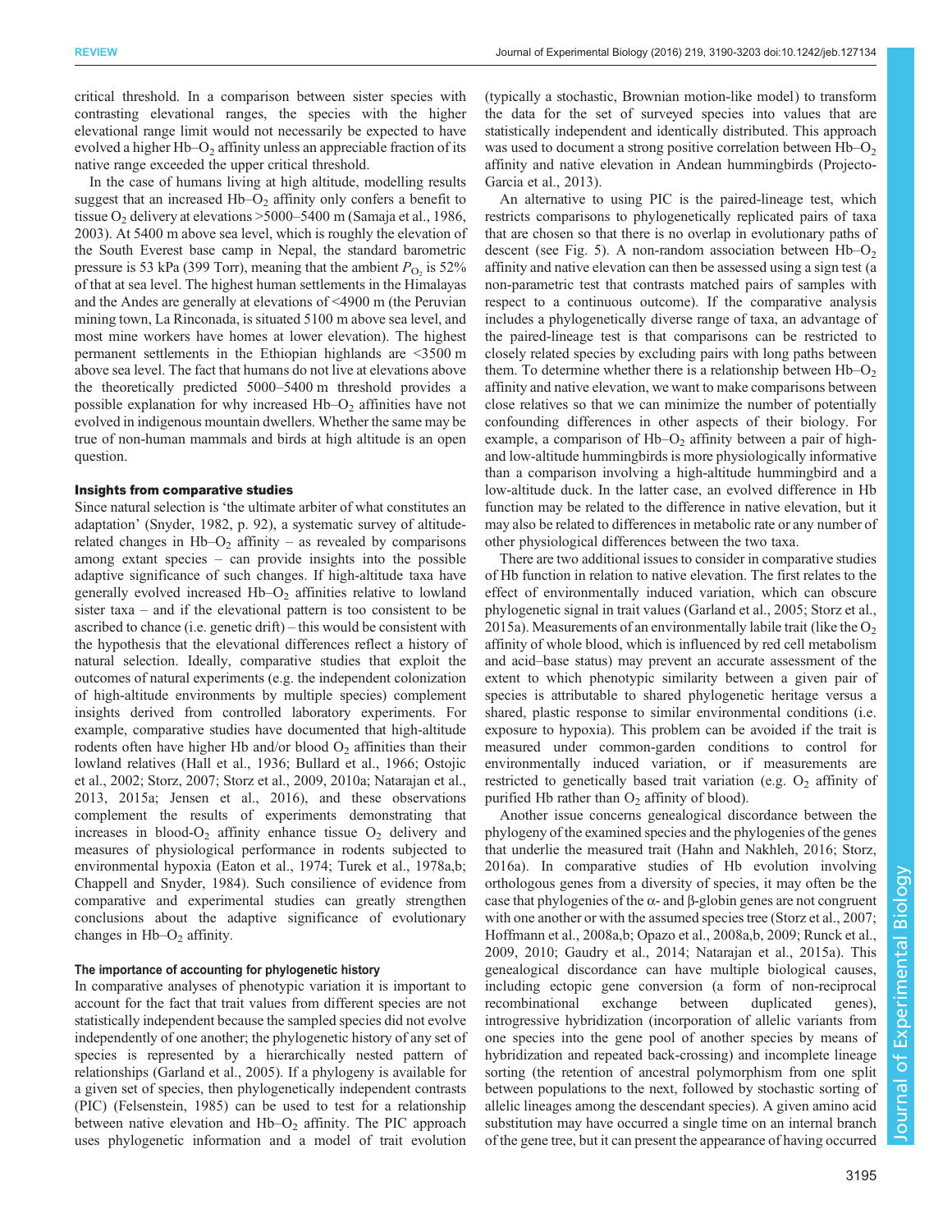critical threshold. In a comparison between sister species with contrasting elevational ranges, the species with the higher elevational range limit would not necessarily be expected to have evolved a higher Hb–$O_2$ affinity unless an appreciable fraction of its native range exceeded the upper critical threshold.

In the case of humans living at high altitude, modelling results suggest that an increased Hb–$O_2$ affinity only confers a benefit to tissue $O_2$ delivery at elevations >5000–5400 m (Samaja et al., 1986, 2003). At 5400 m above sea level, which is roughly the elevation of the South Everest base camp in Nepal, the standard barometric pressure is 53 kPa (399 Torr), meaning that the ambient $P_{O_2}$ is 52% of that at sea level. The highest human settlements in the Himalayas and the Andes are generally at elevations of <4900 m (the Peruvian mining town, La Rinconada, is situated 5100 m above sea level, and most mine workers have homes at lower elevation). The highest permanent settlements in the Ethiopian highlands are <3500 m above sea level. The fact that humans do not live at elevations above the theoretically predicted 5000–5400 m threshold provides a possible explanation for why increased Hb–$O_2$ affinities have not evolved in indigenous mountain dwellers. Whether the same may be true of non-human mammals and birds at high altitude is an open question.

## Insights from comparative studies

Since natural selection is 'the ultimate arbiter of what constitutes an adaptation' (Snyder, 1982, p. 92), a systematic survey of altitude-related changes in Hb–$O_2$ affinity – as revealed by comparisons among extant species – can provide insights into the possible adaptive significance of such changes. If high-altitude taxa have generally evolved increased Hb–$O_2$ affinities relative to lowland sister taxa – and if the elevational pattern is too consistent to be ascribed to chance (i.e. genetic drift) – this would be consistent with the hypothesis that the elevational differences reflect a history of natural selection. Ideally, comparative studies that exploit the outcomes of natural experiments (e.g. the independent colonization of high-altitude environments by multiple species) complement insights derived from controlled laboratory experiments. For example, comparative studies have documented that high-altitude rodents often have higher Hb and/or blood $O_2$ affinities than their lowland relatives (Hall et al., 1936; Bullard et al., 1966; Ostojic et al., 2002; Storz, 2007; Storz et al., 2009, 2010a; Natarajan et al., 2013, 2015a; Jensen et al., 2016), and these observations complement the results of experiments demonstrating that increases in blood-$O_2$ affinity enhance tissue $O_2$ delivery and measures of physiological performance in rodents subjected to environmental hypoxia (Eaton et al., 1974; Turek et al., 1978a,b; Chappell and Snyder, 1984). Such consilience of evidence from comparative and experimental studies can greatly strengthen conclusions about the adaptive significance of evolutionary changes in Hb–$O_2$ affinity.

### The importance of accounting for phylogenetic history

In comparative analyses of phenotypic variation it is important to account for the fact that trait values from different species are not statistically independent because the sampled species did not evolve independently of one another; the phylogenetic history of any set of species is represented by a hierarchically nested pattern of relationships (Garland et al., 2005). If a phylogeny is available for a given set of species, then phylogenetically independent contrasts (PIC) (Felsenstein, 1985) can be used to test for a relationship between native elevation and Hb–$O_2$ affinity. The PIC approach uses phylogenetic information and a model of trait evolution (typically a stochastic, Brownian motion-like model) to transform the data for the set of surveyed species into values that are statistically independent and identically distributed. This approach was used to document a strong positive correlation between Hb–$O_2$ affinity and native elevation in Andean hummingbirds (Projecto-Garcia et al., 2013).

An alternative to using PIC is the paired-lineage test, which restricts comparisons to phylogenetically replicated pairs of taxa that are chosen so that there is no overlap in evolutionary paths of descent (see Fig. 5). A non-random association between Hb–$O_2$ affinity and native elevation can then be assessed using a sign test (a non-parametric test that contrasts matched pairs of samples with respect to a continuous outcome). If the comparative analysis includes a phylogenetically diverse range of taxa, an advantage of the paired-lineage test is that comparisons can be restricted to closely related species by excluding pairs with long paths between them. To determine whether there is a relationship between Hb–$O_2$ affinity and native elevation, we want to make comparisons between close relatives so that we can minimize the number of potentially confounding differences in other aspects of their biology. For example, a comparison of Hb–$O_2$ affinity between a pair of high- and low-altitude hummingbirds is more physiologically informative than a comparison involving a high-altitude hummingbird and a low-altitude duck. In the latter case, an evolved difference in Hb function may be related to the difference in native elevation, but it may also be related to differences in metabolic rate or any number of other physiological differences between the two taxa.

There are two additional issues to consider in comparative studies of Hb function in relation to native elevation. The first relates to the effect of environmentally induced variation, which can obscure phylogenetic signal in trait values (Garland et al., 2005; Storz et al., 2015a). Measurements of an environmentally labile trait (like the $O_2$ affinity of whole blood, which is influenced by red cell metabolism and acid–base status) may prevent an accurate assessment of the extent to which phenotypic similarity between a given pair of species is attributable to shared phylogenetic heritage versus a shared, plastic response to similar environmental conditions (i.e. exposure to hypoxia). This problem can be avoided if the trait is measured under common-garden conditions to control for environmentally induced variation, or if measurements are restricted to genetically based trait variation (e.g. $O_2$ affinity of purified Hb rather than $O_2$ affinity of blood).

Another issue concerns genealogical discordance between the phylogeny of the examined species and the phylogenies of the genes that underlie the measured trait (Hahn and Nakhleh, 2016; Storz, 2016a). In comparative studies of Hb evolution involving orthologous genes from a diversity of species, it may often be the case that phylogenies of the α- and β-globin genes are not congruent with one another or with the assumed species tree (Storz et al., 2007; Hoffmann et al., 2008a,b; Opazo et al., 2008a,b, 2009; Runck et al., 2009, 2010; Gaudry et al., 2014; Natarajan et al., 2015a). This genealogical discordance can have multiple biological causes, including ectopic gene conversion (a form of non-reciprocal recombinational exchange between duplicated genes), introgressive hybridization (incorporation of allelic variants from one species into the gene pool of another species by means of hybridization and repeated back-crossing) and incomplete lineage sorting (the retention of ancestral polymorphism from one split between populations to the next, followed by stochastic sorting of allelic lineages among the descendant species). A given amino acid substitution may have occurred a single time on an internal branch of the gene tree, but it can present the appearance of having occurred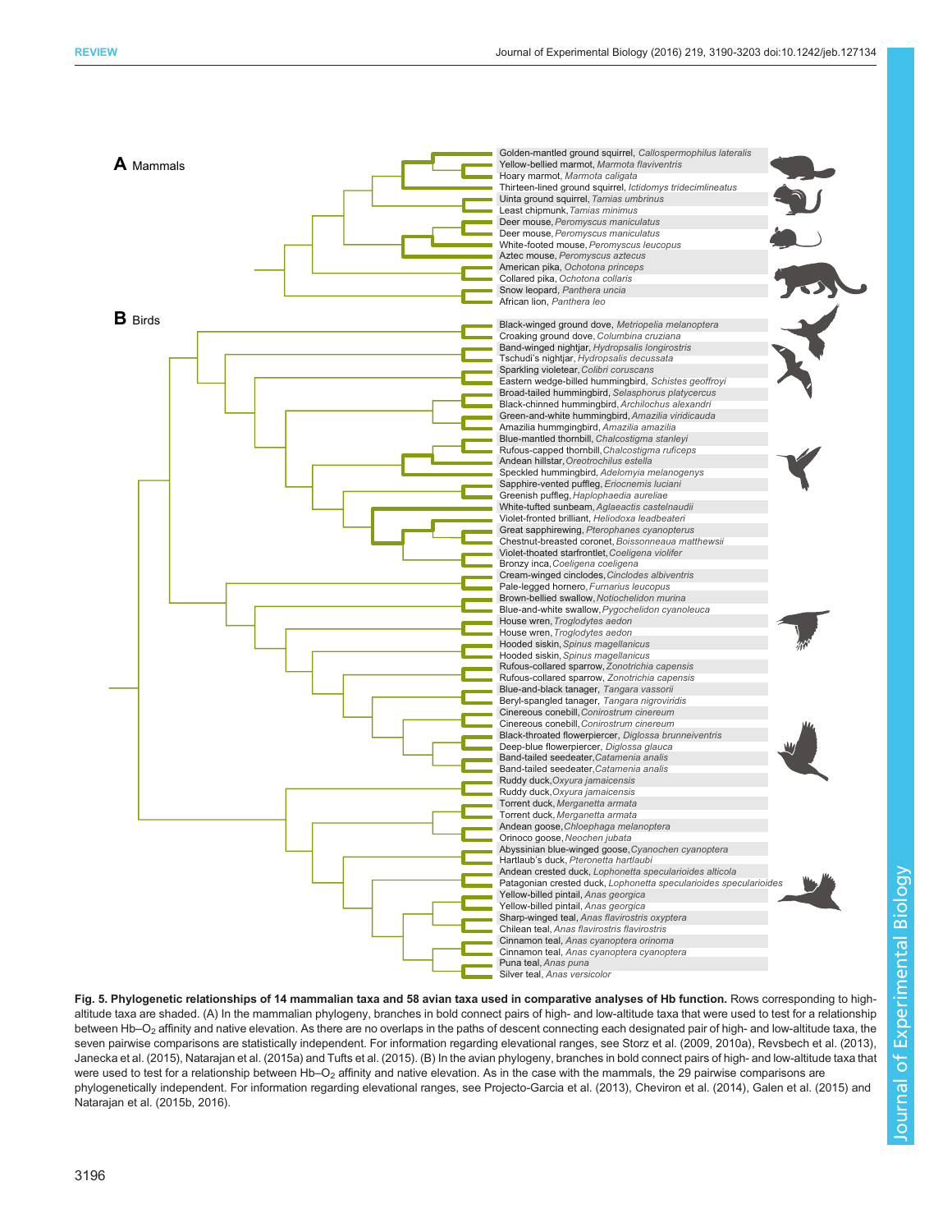**Fig. 5. Phylogenetic relationships of 14 mammalian taxa and 58 avian taxa used in comparative analyses of Hb function.** Rows corresponding to high-altitude taxa are shaded. (A) In the mammalian phylogeny, branches in bold connect pairs of high- and low-altitude taxa that were used to test for a relationship between Hb–$O_2$ affinity and native elevation. As there are no overlaps in the paths of descent connecting each designated pair of high- and low-altitude taxa, the seven pairwise comparisons are statistically independent. For information regarding elevational ranges, see Storz et al. (2009, 2010a), Revsbech et al. (2013), Janecka et al. (2015), Natarajan et al. (2015a) and Tufts et al. (2015). (B) In the avian phylogeny, branches in bold connect pairs of high- and low-altitude taxa that were used to test for a relationship between Hb–$O_2$ affinity and native elevation. As in the case with the mammals, the 29 pairwise comparisons are phylogenetically independent. For information regarding elevational ranges, see Projecto-Garcia et al. (2013), Cheviron et al. (2014), Galen et al. (2015) and Natarajan et al. (2015b, 2016).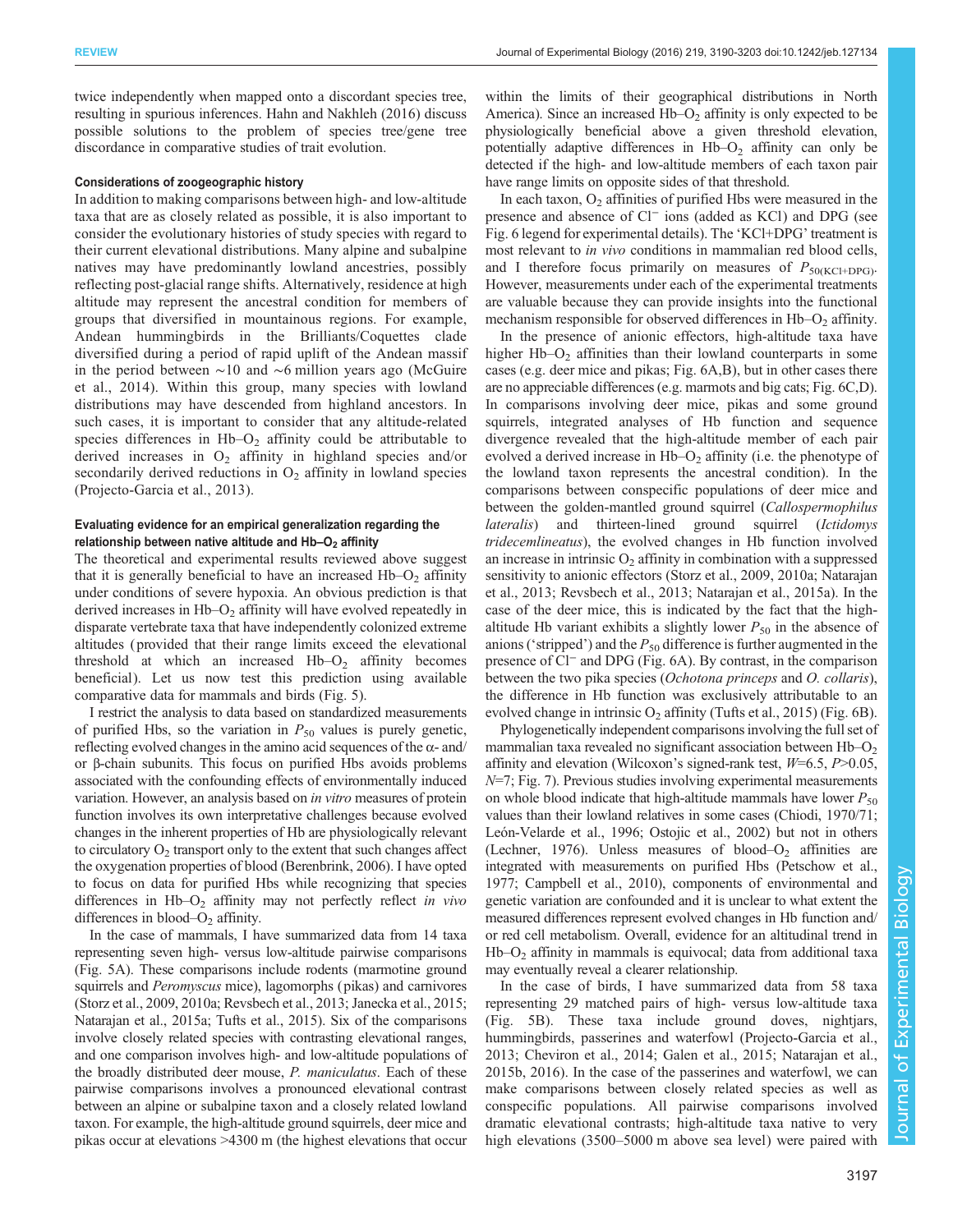twice independently when mapped onto a discordant species tree, resulting in spurious inferences. Hahn and Nakhleh (2016) discuss possible solutions to the problem of species tree/gene tree discordance in comparative studies of trait evolution.

#### Considerations of zoogeographic history

In addition to making comparisons between high- and low-altitude taxa that are as closely related as possible, it is also important to consider the evolutionary histories of study species with regard to their current elevational distributions. Many alpine and subalpine natives may have predominantly lowland ancestries, possibly reflecting post-glacial range shifts. Alternatively, residence at high altitude may represent the ancestral condition for members of groups that diversified in mountainous regions. For example, Andean hummingbirds in the Brilliants/Coquettes clade diversified during a period of rapid uplift of the Andean massif in the period between ∼10 and ∼6 million years ago (McGuire et al., 2014). Within this group, many species with lowland distributions may have descended from highland ancestors. In such cases, it is important to consider that any altitude-related species differences in Hb–$O_2$ affinity could be attributable to derived increases in $O_2$ affinity in highland species and/or secondarily derived reductions in $O_2$ affinity in lowland species (Projecto-Garcia et al., 2013).

#### Evaluating evidence for an empirical generalization regarding the relationship between native altitude and Hb–$O_2$ affinity

The theoretical and experimental results reviewed above suggest that it is generally beneficial to have an increased Hb–$O_2$ affinity under conditions of severe hypoxia. An obvious prediction is that derived increases in Hb–$O_2$ affinity will have evolved repeatedly in disparate vertebrate taxa that have independently colonized extreme altitudes (provided that their range limits exceed the elevational threshold at which an increased Hb–$O_2$ affinity becomes beneficial). Let us now test this prediction using available comparative data for mammals and birds (Fig. 5).

I restrict the analysis to data based on standardized measurements of purified Hbs, so the variation in $P_{50}$ values is purely genetic, reflecting evolved changes in the amino acid sequences of the α- and/or β-chain subunits. This focus on purified Hbs avoids problems associated with the confounding effects of environmentally induced variation. However, an analysis based on *in vitro* measures of protein function involves its own interpretative challenges because evolved changes in the inherent properties of Hb are physiologically relevant to circulatory $O_2$ transport only to the extent that such changes affect the oxygenation properties of blood (Berenbrink, 2006). I have opted to focus on data for purified Hbs while recognizing that species differences in Hb–$O_2$ affinity may not perfectly reflect *in vivo* differences in blood–$O_2$ affinity.

In the case of mammals, I have summarized data from 14 taxa representing seven high- versus low-altitude pairwise comparisons (Fig. 5A). These comparisons include rodents (marmotine ground squirrels and *Peromyscus* mice), lagomorphs (pikas) and carnivores (Storz et al., 2009, 2010a; Revsbech et al., 2013; Janecka et al., 2015; Natarajan et al., 2015a; Tufts et al., 2015). Six of the comparisons involve closely related species with contrasting elevational ranges, and one comparison involves high- and low-altitude populations of the broadly distributed deer mouse, *P. maniculatus*. Each of these pairwise comparisons involves a pronounced elevational contrast between an alpine or subalpine taxon and a closely related lowland taxon. For example, the high-altitude ground squirrels, deer mice and pikas occur at elevations >4300 m (the highest elevations that occur within the limits of their geographical distributions in North America). Since an increased Hb–$O_2$ affinity is only expected to be physiologically beneficial above a given threshold elevation, potentially adaptive differences in Hb–$O_2$ affinity can only be detected if the high- and low-altitude members of each taxon pair have range limits on opposite sides of that threshold.

In each taxon, $O_2$ affinities of purified Hbs were measured in the presence and absence of $Cl^-$ ions (added as KCl) and DPG (see Fig. 6 legend for experimental details). The 'KCl+DPG' treatment is most relevant to *in vivo* conditions in mammalian red blood cells, and I therefore focus primarily on measures of $P_{50(KCl+DPG)}$. However, measurements under each of the experimental treatments are valuable because they can provide insights into the functional mechanism responsible for observed differences in Hb–$O_2$ affinity.

In the presence of anionic effectors, high-altitude taxa have higher Hb–$O_2$ affinities than their lowland counterparts in some cases (e.g. deer mice and pikas; Fig. 6A,B), but in other cases there are no appreciable differences (e.g. marmots and big cats; Fig. 6C,D). In comparisons involving deer mice, pikas and some ground squirrels, integrated analyses of Hb function and sequence divergence revealed that the high-altitude member of each pair evolved a derived increase in Hb–$O_2$ affinity (i.e. the phenotype of the lowland taxon represents the ancestral condition). In the comparisons between conspecific populations of deer mice and between the golden-mantled ground squirrel (*Callospermophilus lateralis*) and thirteen-lined ground squirrel (*Ictidomys tridecemlineatus*), the evolved changes in Hb function involved an increase in intrinsic $O_2$ affinity in combination with a suppressed sensitivity to anionic effectors (Storz et al., 2009, 2010a; Natarajan et al., 2013; Revsbech et al., 2013; Natarajan et al., 2015a). In the case of the deer mice, this is indicated by the fact that the high-altitude Hb variant exhibits a slightly lower $P_{50}$ in the absence of anions ('stripped') and the $P_{50}$ difference is further augmented in the presence of $Cl^-$ and DPG (Fig. 6A). By contrast, in the comparison between the two pika species (*Ochotona princeps* and *O. collaris*), the difference in Hb function was exclusively attributable to an evolved change in intrinsic $O_2$ affinity (Tufts et al., 2015) (Fig. 6B).

Phylogenetically independent comparisons involving the full set of mammalian taxa revealed no significant association between Hb–$O_2$ affinity and elevation (Wilcoxon's signed-rank test, $W$=6.5, $P$>0.05, $N$=7; Fig. 7). Previous studies involving experimental measurements on whole blood indicate that high-altitude mammals have lower $P_{50}$ values than their lowland relatives in some cases (Chiodi, 1970/71; León-Velarde et al., 1996; Ostojic et al., 2002) but not in others (Lechner, 1976). Unless measures of blood–$O_2$ affinities are integrated with measurements on purified Hbs (Petschow et al., 1977; Campbell et al., 2010), components of environmental and genetic variation are confounded and it is unclear to what extent the measured differences represent evolved changes in Hb function and/or red cell metabolism. Overall, evidence for an altitudinal trend in Hb–$O_2$ affinity in mammals is equivocal; data from additional taxa may eventually reveal a clearer relationship.

In the case of birds, I have summarized data from 58 taxa representing 29 matched pairs of high- versus low-altitude taxa (Fig. 5B). These taxa include ground doves, nightjars, hummingbirds, passerines and waterfowl (Projecto-Garcia et al., 2013; Cheviron et al., 2014; Galen et al., 2015; Natarajan et al., 2015b, 2016). In the case of the passerines and waterfowl, we can make comparisons between closely related species as well as conspecific populations. All pairwise comparisons involved dramatic elevational contrasts; high-altitude taxa native to very high elevations (3500–5000 m above sea level) were paired with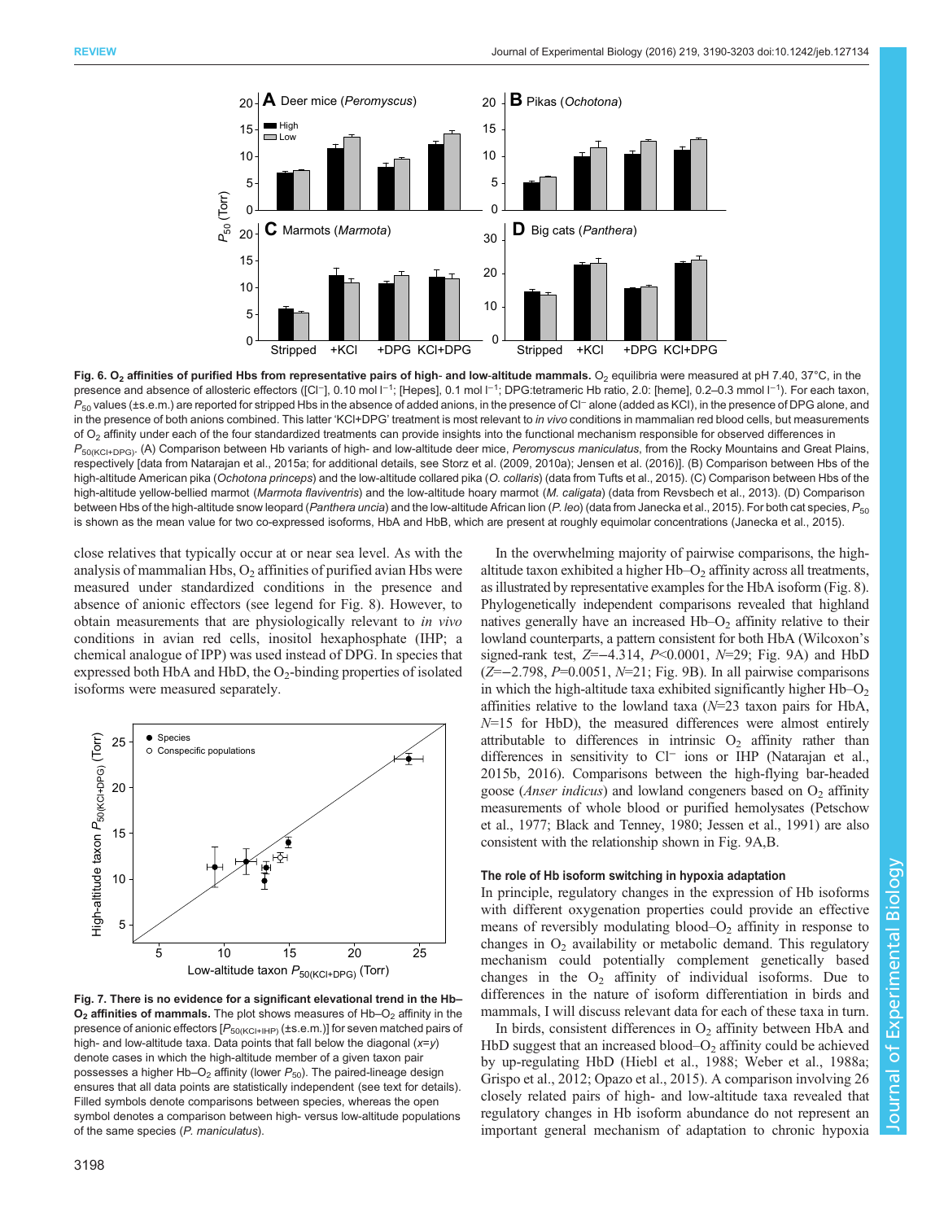**Fig. 6. $O_2$ affinities of purified Hbs from representative pairs of high- and low-altitude mammals.** $O_2$ equilibria were measured at pH 7.40, 37°C, in the presence and absence of allosteric effectors ([$Cl^-$], 0.10 mol $l^{-1}$; [Hepes], 0.1 mol $l^{-1}$; DPG:tetrameric Hb ratio, 2.0; [heme], 0.2–0.3 mmol $l^{-1}$). For each taxon, $P_{50}$ values (±s.e.m.) are reported for stripped Hbs in the absence of added anions, in the presence of $Cl^-$ alone (added as KCl), in the presence of DPG alone, and in the presence of both anions combined. This latter 'KCl+DPG' treatment is most relevant to *in vivo* conditions in mammalian red blood cells, but measurements of $O_2$ affinity under each of the four standardized treatments can provide insights into the functional mechanism responsible for observed differences in $P_{50(KCl+DPG)}$. (A) Comparison between Hb variants of high- and low-altitude deer mice, *Peromyscus maniculatus*, from the Rocky Mountains and Great Plains, respectively [data from Natarajan et al., 2015a; for additional details, see Storz et al. (2009, 2010a); Jensen et al. (2016)]. (B) Comparison between Hbs of the high-altitude American pika (*Ochotona princeps*) and the low-altitude collared pika (*O. collaris*) (data from Tufts et al., 2015). (C) Comparison between Hbs of the high-altitude yellow-bellied marmot (*Marmota flaviventris*) and the low-altitude hoary marmot (*M. caligata*) (data from Revsbech et al., 2013). (D) Comparison between Hbs of the high-altitude snow leopard (*Panthera uncia*) and the low-altitude African lion (*P. leo*) (data from Janecka et al., 2015). For both cat species, $P_{50}$ is shown as the mean value for two co-expressed isoforms, HbA and HbB, which are present at roughly equimolar concentrations (Janecka et al., 2015).

close relatives that typically occur at or near sea level. As with the analysis of mammalian Hbs, $O_2$ affinities of purified avian Hbs were measured under standardized conditions in the presence and absence of anionic effectors (see legend for Fig. 8). However, to obtain measurements that are physiologically relevant to *in vivo* conditions in avian red cells, inositol hexaphosphate (IHP; a chemical analogue of IPP) was used instead of DPG. In species that expressed both HbA and HbD, the $O_2$-binding properties of isolated isoforms were measured separately.

**Fig. 7. There is no evidence for a significant elevational trend in the Hb–$O_2$ affinities of mammals.** The plot shows measures of Hb–$O_2$ affinity in the presence of anionic effectors [$P_{50(KCl+IHP)}$ (±s.e.m.)] for seven matched pairs of high- and low-altitude taxa. Data points that fall below the diagonal ($x$=$y$) denote cases in which the high-altitude member of a given taxon pair possesses a higher Hb–$O_2$ affinity (lower $P_{50}$). The paired-lineage design ensures that all data points are statistically independent (see text for details). Filled symbols denote comparisons between species, whereas the open symbol denotes a comparison between high- versus low-altitude populations of the same species (*P. maniculatus*).

In the overwhelming majority of pairwise comparisons, the high-altitude taxon exhibited a higher Hb–$O_2$ affinity across all treatments, as illustrated by representative examples for the HbA isoform (Fig. 8). Phylogenetically independent comparisons revealed that highland natives generally have an increased Hb–$O_2$ affinity relative to their lowland counterparts, a pattern consistent for both HbA (Wilcoxon's signed-rank test, $Z$=−4.314, $P$<0.0001, $N$=29; Fig. 9A) and HbD ($Z$=−2.798, $P$=0.0051, $N$=21; Fig. 9B). In all pairwise comparisons in which the high-altitude taxa exhibited significantly higher Hb–$O_2$ affinities relative to the lowland taxa ($N$=23 taxon pairs for HbA, $N$=15 for HbD), the measured differences were almost entirely attributable to differences in intrinsic $O_2$ affinity rather than differences in sensitivity to $Cl^-$ ions or IHP (Natarajan et al., 2015b, 2016). Comparisons between the high-flying bar-headed goose (*Anser indicus*) and lowland congeners based on $O_2$ affinity measurements of whole blood or purified hemolysates (Petschow et al., 1977; Black and Tenney, 1980; Jessen et al., 1991) are also consistent with the relationship shown in Fig. 9A,B.

### The role of Hb isoform switching in hypoxia adaptation

In principle, regulatory changes in the expression of Hb isoforms with different oxygenation properties could provide an effective means of reversibly modulating blood–$O_2$ affinity in response to changes in $O_2$ availability or metabolic demand. This regulatory mechanism could potentially complement genetically based changes in the $O_2$ affinity of individual isoforms. Due to differences in the nature of isoform differentiation in birds and mammals, I will discuss relevant data for each of these taxa in turn.

In birds, consistent differences in $O_2$ affinity between HbA and HbD suggest that an increased blood–$O_2$ affinity could be achieved by up-regulating HbD (Hiebl et al., 1988; Weber et al., 1988a; Grispo et al., 2012; Opazo et al., 2015). A comparison involving 26 closely related pairs of high- and low-altitude taxa revealed that regulatory changes in Hb isoform abundance do not represent an important general mechanism of adaptation to chronic hypoxia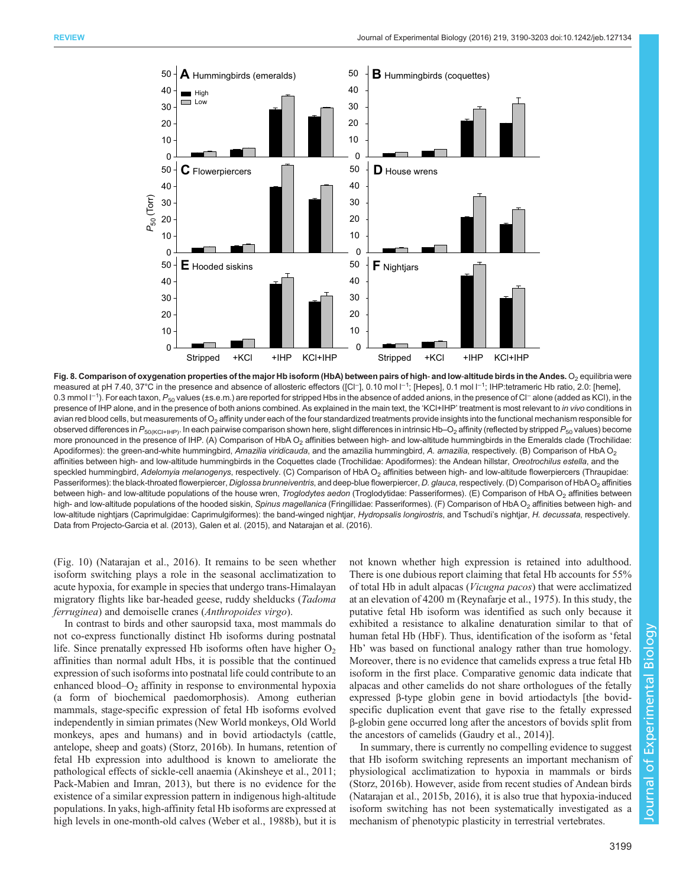Fig. 8. Comparison of oxygenation properties of the major Hb isoform (HbA) between pairs of high- and low-altitude birds in the Andes. $O_2$ equilibria were measured at pH 7.40, 37°C in the presence and absence of allosteric effectors ([$Cl^-$], 0.10 mol $l^{-1}$; [Hepes], 0.1 mol $l^{-1}$; IHP:tetrameric Hb ratio, 2.0: [heme], 0.3 mmol $l^{-1}$). For each taxon, $P_{50}$ values (±s.e.m.) are reported for stripped Hbs in the absence of added anions, in the presence of $Cl^-$ alone (added as KCl), in the presence of IHP alone, and in the presence of both anions combined. As explained in the main text, the 'KCl+IHP' treatment is most relevant to *in vivo* conditions in avian red blood cells, but measurements of $O_2$ affinity under each of the four standardized treatments provide insights into the functional mechanism responsible for observed differences in $P_{50(KCl+IHP)}$. In each pairwise comparison shown here, slight differences in intrinsic Hb–$O_2$ affinity (reflected by stripped $P_{50}$ values) become more pronounced in the presence of IHP. (A) Comparison of HbA $O_2$ affinities between high- and low-altitude hummingbirds in the Emeralds clade (Trochilidae: Apodiformes): the green-and-white hummingbird, *Amazilia viridicauda*, and the amazilia hummingbird, *A. amazilia*, respectively. (B) Comparison of HbA $O_2$ affinities between high- and low-altitude hummingbirds in the Coquettes clade (Trochilidae: Apodiformes): the Andean hillstar, *Oreotrochilus estella*, and the speckled hummingbird, *Adelomyia melanogenys*, respectively. (C) Comparison of HbA $O_2$ affinities between high- and low-altitude flowerpiercers (Thraupidae: Passeriformes): the black-throated flowerpiercer, *Diglossa brunneiventris*, and deep-blue flowerpiercer, *D. glauca*, respectively. (D) Comparison of HbA $O_2$ affinities between high- and low-altitude populations of the house wren, *Troglodytes aedon* (Troglodytidae: Passeriformes). (E) Comparison of HbA $O_2$ affinities between high- and low-altitude populations of the hooded siskin, *Spinus magellanica* (Fringillidae: Passeriformes). (F) Comparison of HbA $O_2$ affinities between high- and low-altitude nightjars (Caprimulgidae: Caprimulgiformes): the band-winged nightjar, *Hydropsalis longirostris*, and Tschudi's nightjar, *H. decussata*, respectively. Data from Projecto-Garcia et al. (2013), Galen et al. (2015), and Natarajan et al. (2016).

(Fig. 10) (Natarajan et al., 2016). It remains to be seen whether isoform switching plays a role in the seasonal acclimatization to acute hypoxia, for example in species that undergo trans-Himalayan migratory flights like bar-headed geese, ruddy shelducks (*Tadoma ferruginea*) and demoiselle cranes (*Anthropoides virgo*).

In contrast to birds and other sauropsid taxa, most mammals do not co-express functionally distinct Hb isoforms during postnatal life. Since prenatally expressed Hb isoforms often have higher $O_2$ affinities than normal adult Hbs, it is possible that the continued expression of such isoforms into postnatal life could contribute to an enhanced blood–$O_2$ affinity in response to environmental hypoxia (a form of biochemical paedomorphosis). Among eutherian mammals, stage-specific expression of fetal Hb isoforms evolved independently in simian primates (New World monkeys, Old World monkeys, apes and humans) and in bovid artiodactyls (cattle, antelope, sheep and goats) (Storz, 2016b). In humans, retention of fetal Hb expression into adulthood is known to ameliorate the pathological effects of sickle-cell anaemia (Akinsheye et al., 2011; Pack-Mabien and Imran, 2013), but there is no evidence for the existence of a similar expression pattern in indigenous high-altitude populations. In yaks, high-affinity fetal Hb isoforms are expressed at high levels in one-month-old calves (Weber et al., 1988b), but it is not known whether high expression is retained into adulthood. There is one dubious report claiming that fetal Hb accounts for 55% of total Hb in adult alpacas (*Vicugna pacos*) that were acclimatized at an elevation of 4200 m (Reynafarje et al., 1975). In this study, the putative fetal Hb isoform was identified as such only because it exhibited a resistance to alkaline denaturation similar to that of human fetal Hb (HbF). Thus, identification of the isoform as 'fetal Hb' was based on functional analogy rather than true homology. Moreover, there is no evidence that camelids express a true fetal Hb isoform in the first place. Comparative genomic data indicate that alpacas and other camelids do not share orthologues of the fetally expressed β-type globin gene in bovid artiodactyls [the bovid-specific duplication event that gave rise to the fetally expressed β-globin gene occurred long after the ancestors of bovids split from the ancestors of camelids (Gaudry et al., 2014)].

In summary, there is currently no compelling evidence to suggest that Hb isoform switching represents an important mechanism of physiological acclimatization to hypoxia in mammals or birds (Storz, 2016b). However, aside from recent studies of Andean birds (Natarajan et al., 2015b, 2016), it is also true that hypoxia-induced isoform switching has not been systematically investigated as a mechanism of phenotypic plasticity in terrestrial vertebrates.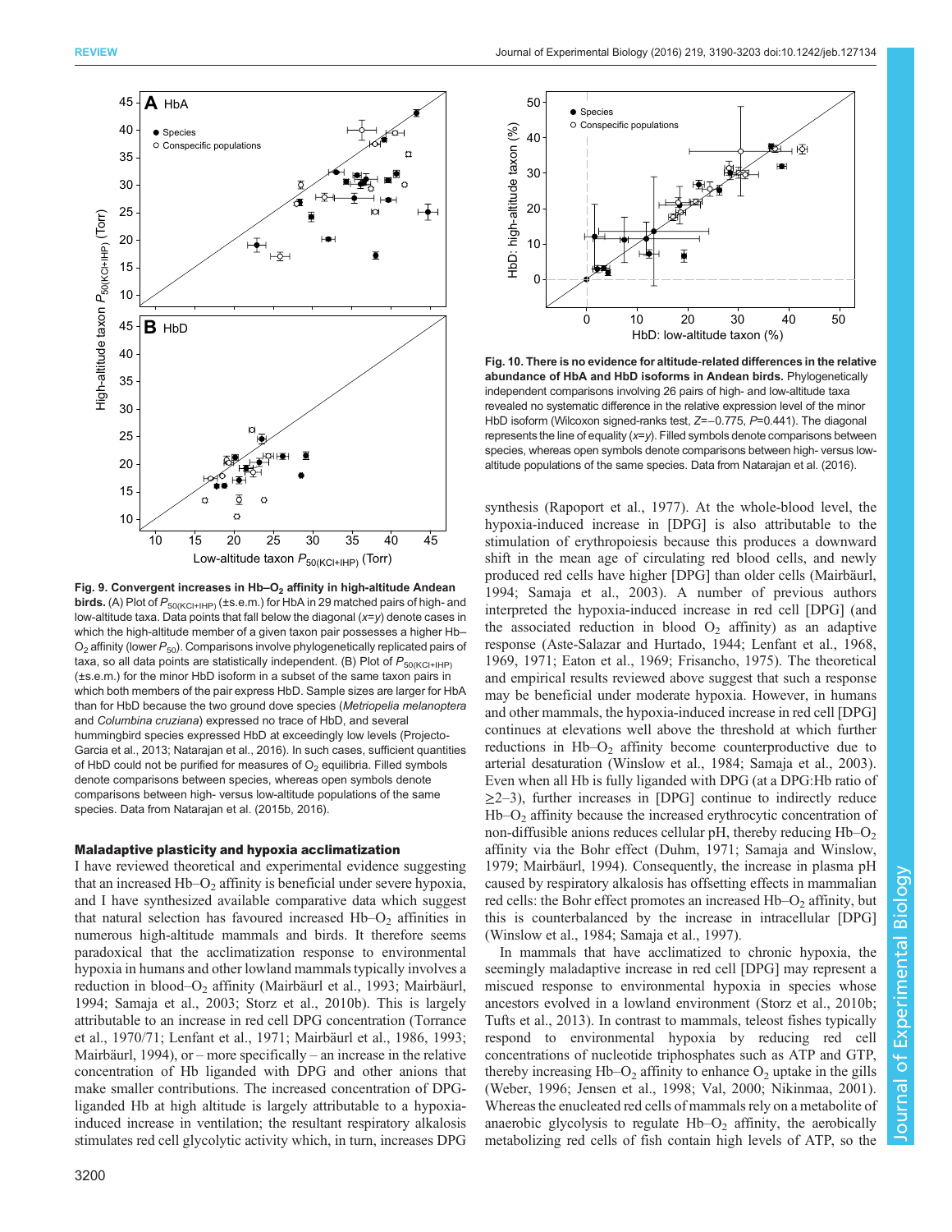**Fig. 9. Convergent increases in Hb–$O_2$ affinity in high-altitude Andean birds.** (A) Plot of $P_{50(KCl+IHP)}$ (±s.e.m.) for HbA in 29 matched pairs of high- and low-altitude taxa. Data points that fall below the diagonal ($x$=$y$) denote cases in which the high-altitude member of a given taxon pair possesses a higher Hb–$O_2$ affinity (lower $P_{50}$). Comparisons involve phylogenetically replicated pairs of taxa, so all data points are statistically independent. (B) Plot of $P_{50(KCl+IHP)}$ (±s.e.m.) for the minor HbD isoform in a subset of the same taxon pairs in which both members of the pair express HbD. Sample sizes are larger for HbA than for HbD because the two ground dove species (*Metriopelia melanoptera* and *Columbina cruziana*) expressed no trace of HbD, and several hummingbird species expressed HbD at exceedingly low levels (Projecto-Garcia et al., 2013; Natarajan et al., 2016). In such cases, sufficient quantities of HbD could not be purified for measures of $O_2$ equilibria. Filled symbols denote comparisons between species, whereas open symbols denote comparisons between high- versus low-altitude populations of the same species. Data from Natarajan et al. (2015b, 2016).

**Fig. 10. There is no evidence for altitude-related differences in the relative abundance of HbA and HbD isoforms in Andean birds.** Phylogenetically independent comparisons involving 26 pairs of high- and low-altitude taxa revealed no systematic difference in the relative expression level of the minor HbD isoform (Wilcoxon signed-ranks test, $Z$=−0.775, $P$=0.441). The diagonal represents the line of equality ($x$=$y$). Filled symbols denote comparisons between species, whereas open symbols denote comparisons between high- versus low-altitude populations of the same species. Data from Natarajan et al. (2016).

## Maladaptive plasticity and hypoxia acclimatization

I have reviewed theoretical and experimental evidence suggesting that an increased Hb–$O_2$ affinity is beneficial under severe hypoxia, and I have synthesized available comparative data which suggest that natural selection has favoured increased Hb–$O_2$ affinities in numerous high-altitude mammals and birds. It therefore seems paradoxical that the acclimatization response to environmental hypoxia in humans and other lowland mammals typically involves a reduction in blood–$O_2$ affinity (Mairbäurl et al., 1993; Mairbäurl, 1994; Samaja et al., 2003; Storz et al., 2010b). This is largely attributable to an increase in red cell DPG concentration (Torrance et al., 1970/71; Lenfant et al., 1971; Mairbäurl et al., 1986, 1993; Mairbäurl, 1994), or – more specifically – an increase in the relative concentration of Hb liganded with DPG and other anions that make smaller contributions. The increased concentration of DPG-liganded Hb at high altitude is largely attributable to a hypoxia-induced increase in ventilation; the resultant respiratory alkalosis stimulates red cell glycolytic activity which, in turn, increases DPG synthesis (Rapoport et al., 1977). At the whole-blood level, the hypoxia-induced increase in [DPG] is also attributable to the stimulation of erythropoiesis because this produces a downward shift in the mean age of circulating red blood cells, and newly produced red cells have higher [DPG] than older cells (Mairbäurl, 1994; Samaja et al., 2003). A number of previous authors interpreted the hypoxia-induced increase in red cell [DPG] (and the associated reduction in blood $O_2$ affinity) as an adaptive response (Aste-Salazar and Hurtado, 1944; Lenfant et al., 1968, 1969, 1971; Eaton et al., 1969; Frisancho, 1975). The theoretical and empirical results reviewed above suggest that such a response may be beneficial under moderate hypoxia. However, in humans and other mammals, the hypoxia-induced increase in red cell [DPG] continues at elevations well above the threshold at which further reductions in Hb–$O_2$ affinity become counterproductive due to arterial desaturation (Winslow et al., 1984; Samaja et al., 2003). Even when all Hb is fully liganded with DPG (at a DPG:Hb ratio of ≥2–3), further increases in [DPG] continue to indirectly reduce Hb–$O_2$ affinity because the increased erythrocytic concentration of non-diffusible anions reduces cellular pH, thereby reducing Hb–$O_2$ affinity via the Bohr effect (Duhm, 1971; Samaja and Winslow, 1979; Mairbäurl, 1994). Consequently, the increase in plasma pH caused by respiratory alkalosis has offsetting effects in mammalian red cells: the Bohr effect promotes an increased Hb–$O_2$ affinity, but this is counterbalanced by the increase in intracellular [DPG] (Winslow et al., 1984; Samaja et al., 1997).

In mammals that have acclimatized to chronic hypoxia, the seemingly maladaptive increase in red cell [DPG] may represent a miscued response to environmental hypoxia in species whose ancestors evolved in a lowland environment (Storz et al., 2010b; Tufts et al., 2013). In contrast to mammals, teleost fishes typically respond to environmental hypoxia by reducing red cell concentrations of nucleotide triphosphates such as ATP and GTP, thereby increasing Hb–$O_2$ affinity to enhance $O_2$ uptake in the gills (Weber, 1996; Jensen et al., 1998; Val, 2000; Nikinmaa, 2001). Whereas the enucleated red cells of mammals rely on a metabolite of anaerobic glycolysis to regulate Hb–$O_2$ affinity, the aerobically metabolizing red cells of fish contain high levels of ATP, so the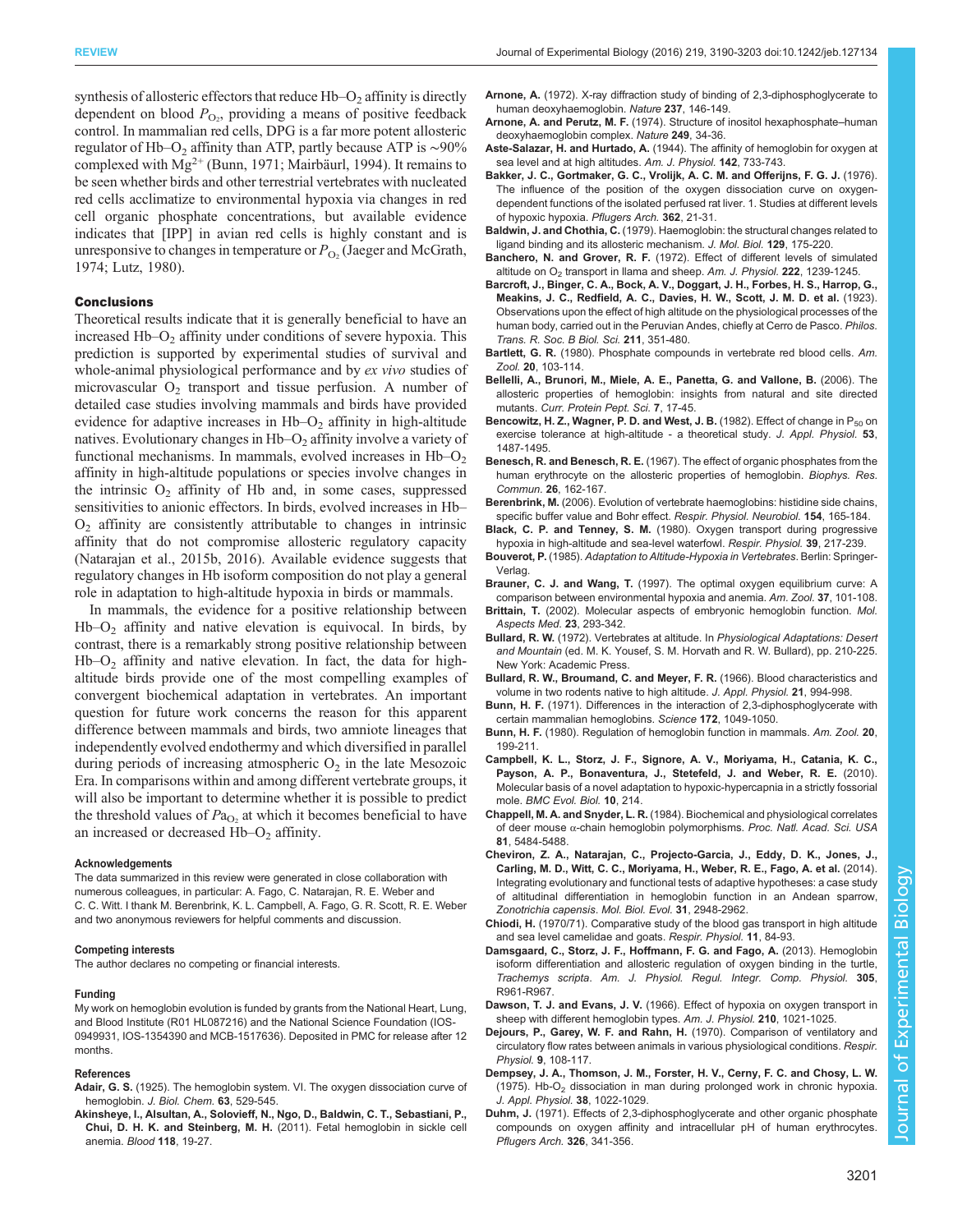synthesis of allosteric effectors that reduce Hb–$O_2$ affinity is directly dependent on blood $P_{O_2}$, providing a means of positive feedback control. In mammalian red cells, DPG is a far more potent allosteric regulator of Hb–$O_2$ affinity than ATP, partly because ATP is ∼90% complexed with $Mg^{2+}$ (Bunn, 1971; Mairbäurl, 1994). It remains to be seen whether birds and other terrestrial vertebrates with nucleated red cells acclimatize to environmental hypoxia via changes in red cell organic phosphate concentrations, but available evidence indicates that [IPP] in avian red cells is highly constant and is unresponsive to changes in temperature or $P_{O_2}$ (Jaeger and McGrath, 1974; Lutz, 1980).

## Conclusions

Theoretical results indicate that it is generally beneficial to have an increased Hb–$O_2$ affinity under conditions of severe hypoxia. This prediction is supported by experimental studies of survival and whole-animal physiological performance and by *ex vivo* studies of microvascular $O_2$ transport and tissue perfusion. A number of detailed case studies involving mammals and birds have provided evidence for adaptive increases in Hb–$O_2$ affinity in high-altitude natives. Evolutionary changes in Hb–$O_2$ affinity involve a variety of functional mechanisms. In mammals, evolved increases in Hb–$O_2$ affinity in high-altitude populations or species involve changes in the intrinsic $O_2$ affinity of Hb and, in some cases, suppressed sensitivities to anionic effectors. In birds, evolved increases in Hb–$O_2$ affinity are consistently attributable to changes in intrinsic affinity that do not compromise allosteric regulatory capacity (Natarajan et al., 2015b, 2016). Available evidence suggests that regulatory changes in Hb isoform composition do not play a general role in adaptation to high-altitude hypoxia in birds or mammals.

In mammals, the evidence for a positive relationship between Hb–$O_2$ affinity and native elevation is equivocal. In birds, by contrast, there is a remarkably strong positive relationship between Hb–$O_2$ affinity and native elevation. In fact, the data for high-altitude birds provide one of the most compelling examples of convergent biochemical adaptation in vertebrates. An important question for future work concerns the reason for this apparent difference between mammals and birds, two amniote lineages that independently evolved endothermy and which diversified in parallel during periods of increasing atmospheric $O_2$ in the late Mesozoic Era. In comparisons within and among different vertebrate groups, it will also be important to determine whether it is possible to predict the threshold values of $Pa_{O_2}$ at which it becomes beneficial to have an increased or decreased Hb–$O_2$ affinity.

#### Acknowledgements

The data summarized in this review were generated in close collaboration with numerous colleagues, in particular: A. Fago, C. Natarajan, R. E. Weber and C. C. Witt. I thank M. Berenbrink, K. L. Campbell, A. Fago, G. R. Scott, R. E. Weber and two anonymous reviewers for helpful comments and discussion.

#### Competing interests

The author declares no competing or financial interests.

#### Funding

My work on hemoglobin evolution is funded by grants from the National Heart, Lung, and Blood Institute (R01 HL087216) and the National Science Foundation (IOS-0949931, IOS-1354390 and MCB-1517636). Deposited in PMC for release after 12 months.

#### References

**Adair, G. S.** (1925). The hemoglobin system. VI. The oxygen dissociation curve of hemoglobin. *J. Biol. Chem.* **63**, 529-545.

**Akinsheye, I., Alsultan, A., Solovieff, N., Ngo, D., Baldwin, C. T., Sebastiani, P., Chui, D. H. K. and Steinberg, M. H.** (2011). Fetal hemoglobin in sickle cell anemia. *Blood* **118**, 19-27.

**Arnone, A.** (1972). X-ray diffraction study of binding of 2,3-diphosphoglycerate to human deoxyhaemoglobin. *Nature* **237**, 146-149.

**Arnone, A. and Perutz, M. F.** (1974). Structure of inositol hexaphosphate–human deoxyhaemoglobin complex. *Nature* **249**, 34-36.

**Aste-Salazar, H. and Hurtado, A.** (1944). The affinity of hemoglobin for oxygen at sea level and at high altitudes. *Am. J. Physiol.* **142**, 733-743.

**Bakker, J. C., Gortmaker, G. C., Vrolijk, A. C. M. and Offerijns, F. G. J.** (1976). The influence of the position of the oxygen dissociation curve on oxygen-dependent functions of the isolated perfused rat liver. 1. Studies at different levels of hypoxic hypoxia. *Pflugers Arch.* **362**, 21-31.

**Baldwin, J. and Chothia, C.** (1979). Haemoglobin: the structural changes related to ligand binding and its allosteric mechanism. *J. Mol. Biol.* **129**, 175-220.

**Banchero, N. and Grover, R. F.** (1972). Effect of different levels of simulated altitude on $O_2$ transport in llama and sheep. *Am. J. Physiol.* **222**, 1239-1245.

**Barcroft, J., Binger, C. A., Bock, A. V., Doggart, J. H., Forbes, H. S., Harrop, G., Meakins, J. C., Redfield, A. C., Davies, H. W., Scott, J. M. D. et al.** (1923). Observations upon the effect of high altitude on the physiological processes of the human body, carried out in the Peruvian Andes, chiefly at Cerro de Pasco. *Philos. Trans. R. Soc. B Biol. Sci.* **211**, 351-480.

**Bartlett, G. R.** (1980). Phosphate compounds in vertebrate red blood cells. *Am. Zool.* **20**, 103-114.

**Bellelli, A., Brunori, M., Miele, A. E., Panetta, G. and Vallone, B.** (2006). The allosteric properties of hemoglobin: insights from natural and site directed mutants. *Curr. Protein Pept. Sci.* **7**, 17-45.

**Bencowitz, H. Z., Wagner, P. D. and West, J. B.** (1982). Effect of change in $P_{50}$ on exercise tolerance at high-altitude - a theoretical study. *J. Appl. Physiol.* **53**, 1487-1495.

**Benesch, R. and Benesch, R. E.** (1967). The effect of organic phosphates from the human erythrocyte on the allosteric properties of hemoglobin. *Biophys. Res. Commun.* **26**, 162-167.

**Berenbrink, M.** (2006). Evolution of vertebrate haemoglobins: histidine side chains, specific buffer value and Bohr effect. *Respir. Physiol. Neurobiol.* **154**, 165-184.

**Black, C. P. and Tenney, S. M.** (1980). Oxygen transport during progressive hypoxia in high-altitude and sea-level waterfowl. *Respir. Physiol.* **39**, 217-239.

**Bouverot, P.** (1985). *Adaptation to Altitude-Hypoxia in Vertebrates*. Berlin: Springer-Verlag.

**Brauner, C. J. and Wang, T.** (1997). The optimal oxygen equilibrium curve: A comparison between environmental hypoxia and anemia. *Am. Zool.* **37**, 101-108.

**Brittain, T.** (2002). Molecular aspects of embryonic hemoglobin function. *Mol. Aspects Med.* **23**, 293-342.

**Bullard, R. W.** (1972). Vertebrates at altitude. In *Physiological Adaptations: Desert and Mountain* (ed. M. K. Yousef, S. M. Horvath and R. W. Bullard), pp. 210-225. New York: Academic Press.

**Bullard, R. W., Broumand, C. and Meyer, F. R.** (1966). Blood characteristics and volume in two rodents native to high altitude. *J. Appl. Physiol.* **21**, 994-998.

**Bunn, H. F.** (1971). Differences in the interaction of 2,3-diphosphoglycerate with certain mammalian hemoglobins. *Science* **172**, 1049-1050.

**Bunn, H. F.** (1980). Regulation of hemoglobin function in mammals. *Am. Zool.* **20**, 199-211.

**Campbell, K. L., Storz, J. F., Signore, A. V., Moriyama, H., Catania, K. C., Payson, A. P., Bonaventura, J., Stetefeld, J. and Weber, R. E.** (2010). Molecular basis of a novel adaptation to hypoxic-hypercapnia in a strictly fossorial mole. *BMC Evol. Biol.* **10**, 214.

**Chappell, M. A. and Snyder, L. R.** (1984). Biochemical and physiological correlates of deer mouse α-chain hemoglobin polymorphisms. *Proc. Natl. Acad. Sci. USA* **81**, 5484-5488.

**Cheviron, Z. A., Natarajan, C., Projecto-Garcia, J., Eddy, D. K., Jones, J., Carling, M. D., Witt, C. C., Moriyama, H., Weber, R. E., Fago, A. et al.** (2014). Integrating evolutionary and functional tests of adaptive hypotheses: a case study of altitudinal differentiation in hemoglobin function in an Andean sparrow, *Zonotrichia capensis*. *Mol. Biol. Evol.* **31**, 2948-2962.

**Chiodi, H.** (1970/71). Comparative study of the blood gas transport in high altitude and sea level camelidae and goats. *Respir. Physiol.* **11**, 84-93.

**Damsgaard, C., Storz, J. F., Hoffmann, F. G. and Fago, A.** (2013). Hemoglobin isoform differentiation and allosteric regulation of oxygen binding in the turtle, *Trachemys scripta*. *Am. J. Physiol. Regul. Integr. Comp. Physiol.* **305**, R961-R967.

**Dawson, T. J. and Evans, J. V.** (1966). Effect of hypoxia on oxygen transport in sheep with different hemoglobin types. *Am. J. Physiol.* **210**, 1021-1025.

**Dejours, P., Garey, W. F. and Rahn, H.** (1970). Comparison of ventilatory and circulatory flow rates between animals in various physiological conditions. *Respir. Physiol.* **9**, 108-117.

**Dempsey, J. A., Thomson, J. M., Forster, H. V., Cerny, F. C. and Chosy, L. W.** (1975). Hb-$O_2$ dissociation in man during prolonged work in chronic hypoxia. *J. Appl. Physiol.* **38**, 1022-1029.

**Duhm, J.** (1971). Effects of 2,3-diphosphoglycerate and other organic phosphate compounds on oxygen affinity and intracellular pH of human erythrocytes. *Pflugers Arch.* **326**, 341-356.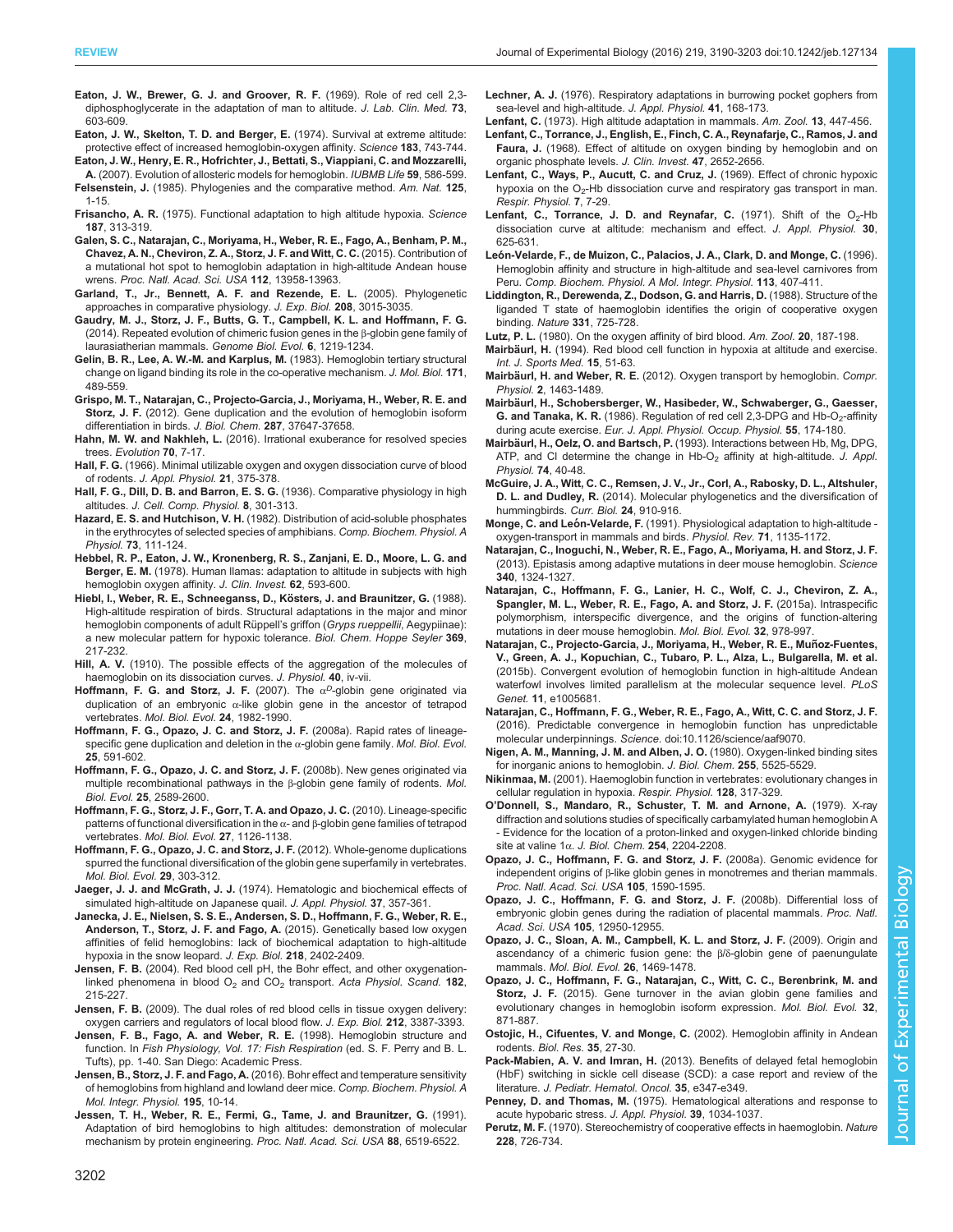**Eaton, J. W., Brewer, G. J. and Groover, R. F.** (1969). Role of red cell 2,3-diphosphoglycerate in the adaptation of man to altitude. *J. Lab. Clin. Med.* **73**, 603-609.

**Eaton, J. W., Skelton, T. D. and Berger, E.** (1974). Survival at extreme altitude: protective effect of increased hemoglobin-oxygen affinity. *Science* **183**, 743-744.

**Eaton, J. W., Henry, E. R., Hofrichter, J., Bettati, S., Viappiani, C. and Mozzarelli, A.** (2007). Evolution of allosteric models for hemoglobin. *IUBMB Life* **59**, 586-599.

**Felsenstein, J.** (1985). Phylogenies and the comparative method. *Am. Nat.* **125**, 1-15.

**Frisancho, A. R.** (1975). Functional adaptation to high altitude hypoxia. *Science* **187**, 313-319.

**Galen, S. C., Natarajan, C., Moriyama, H., Weber, R. E., Fago, A., Benham, P. M., Chavez, A. N., Cheviron, Z. A., Storz, J. F. and Witt, C. C.** (2015). Contribution of a mutational hot spot to hemoglobin adaptation in high-altitude Andean house wrens. *Proc. Natl. Acad. Sci. USA* **112**, 13958-13963.

**Garland, T., Jr., Bennett, A. F. and Rezende, E. L.** (2005). Phylogenetic approaches in comparative physiology. *J. Exp. Biol.* **208**, 3015-3035.

**Gaudry, M. J., Storz, J. F., Butts, G. T., Campbell, K. L. and Hoffmann, F. G.** (2014). Repeated evolution of chimeric fusion genes in the β-globin gene family of laurasiatherian mammals. *Genome Biol. Evol.* **6**, 1219-1234.

**Gelin, B. R., Lee, A. W.-M. and Karplus, M.** (1983). Hemoglobin tertiary structural change on ligand binding its role in the co-operative mechanism. *J. Mol. Biol.* **171**, 489-559.

**Grispo, M. T., Natarajan, C., Projecto-Garcia, J., Moriyama, H., Weber, R. E. and Storz, J. F.** (2012). Gene duplication and the evolution of hemoglobin isoform differentiation in birds. *J. Biol. Chem.* **287**, 37647-37658.

**Hahn, M. W. and Nakhleh, L.** (2016). Irrational exuberance for resolved species trees. *Evolution* **70**, 7-17.

**Hall, F. G.** (1966). Minimal utilizable oxygen and oxygen dissociation curve of blood of rodents. *J. Appl. Physiol.* **21**, 375-378.

**Hall, F. G., Dill, D. B. and Barron, E. S. G.** (1936). Comparative physiology in high altitudes. *J. Cell. Comp. Physiol.* **8**, 301-313.

**Hazard, E. S. and Hutchison, V. H.** (1982). Distribution of acid-soluble phosphates in the erythrocytes of selected species of amphibians. *Comp. Biochem. Physiol. A Physiol.* **73**, 111-124.

**Hebbel, R. P., Eaton, J. W., Kronenberg, R. S., Zanjani, E. D., Moore, L. G. and Berger, E. M.** (1978). Human llamas: adaptation to altitude in subjects with high hemoglobin oxygen affinity. *J. Clin. Invest.* **62**, 593-600.

**Hiebl, I., Weber, R. E., Schneeganss, D., Kösters, J. and Braunitzer, G.** (1988). High-altitude respiration of birds. Structural adaptations in the major and minor hemoglobin components of adult Rüppell's griffon (*Gryps rueppellii*, Aegypiinae): a new molecular pattern for hypoxic tolerance. *Biol. Chem. Hoppe Seyler* **369**, 217-232.

**Hill, A. V.** (1910). The possible effects of the aggregation of the molecules of haemoglobin on its dissociation curves. *J. Physiol.* **40**, iv-vii.

**Hoffmann, F. G. and Storz, J. F.** (2007). The $\alpha^D$-globin gene originated via duplication of an embryonic α-like globin gene in the ancestor of tetrapod vertebrates. *Mol. Biol. Evol.* **24**, 1982-1990.

**Hoffmann, F. G., Opazo, J. C. and Storz, J. F.** (2008a). Rapid rates of lineage-specific gene duplication and deletion in the α-globin gene family. *Mol. Biol. Evol.* **25**, 591-602.

**Hoffmann, F. G., Opazo, J. C. and Storz, J. F.** (2008b). New genes originated via multiple recombinational pathways in the β-globin gene family of rodents. *Mol. Biol. Evol.* **25**, 2589-2600.

**Hoffmann, F. G., Storz, J. F., Gorr, T. A. and Opazo, J. C.** (2010). Lineage-specific patterns of functional diversification in the α- and β-globin gene families of tetrapod vertebrates. *Mol. Biol. Evol.* **27**, 1126-1138.

**Hoffmann, F. G., Opazo, J. C. and Storz, J. F.** (2012). Whole-genome duplications spurred the functional diversification of the globin gene superfamily in vertebrates. *Mol. Biol. Evol.* **29**, 303-312.

**Jaeger, J. J. and McGrath, J. J.** (1974). Hematologic and biochemical effects of simulated high-altitude on Japanese quail. *J. Appl. Physiol.* **37**, 357-361.

**Janecka, J. E., Nielsen, S. S. E., Andersen, S. D., Hoffmann, F. G., Weber, R. E., Anderson, T., Storz, J. F. and Fago, A.** (2015). Genetically based low oxygen affinities of felid hemoglobins: lack of biochemical adaptation to high-altitude hypoxia in the snow leopard. *J. Exp. Biol.* **218**, 2402-2409.

**Jensen, F. B.** (2004). Red blood cell pH, the Bohr effect, and other oxygenation-linked phenomena in blood $O_2$ and $CO_2$ transport. *Acta Physiol. Scand.* **182**, 215-227.

**Jensen, F. B.** (2009). The dual roles of red blood cells in tissue oxygen delivery: oxygen carriers and regulators of local blood flow. *J. Exp. Biol.* **212**, 3387-3393.

**Jensen, F. B., Fago, A. and Weber, R. E.** (1998). Hemoglobin structure and function. In *Fish Physiology, Vol. 17: Fish Respiration* (ed. S. F. Perry and B. L. Tufts), pp. 1-40. San Diego: Academic Press.

**Jensen, B., Storz, J. F. and Fago, A.** (2016). Bohr effect and temperature sensitivity of hemoglobins from highland and lowland deer mice. *Comp. Biochem. Physiol. A Mol. Integr. Physiol.* **195**, 10-14.

**Jessen, T. H., Weber, R. E., Fermi, G., Tame, J. and Braunitzer, G.** (1991). Adaptation of bird hemoglobins to high altitudes: demonstration of molecular mechanism by protein engineering. *Proc. Natl. Acad. Sci. USA* **88**, 6519-6522.

**Lechner, A. J.** (1976). Respiratory adaptations in burrowing pocket gophers from sea-level and high-altitude. *J. Appl. Physiol.* **41**, 168-173.

**Lenfant, C.** (1973). High altitude adaptation in mammals. *Am. Zool.* **13**, 447-456.

**Lenfant, C., Torrance, J., English, E., Finch, C. A., Reynafarje, C., Ramos, J. and Faura, J.** (1968). Effect of altitude on oxygen binding by hemoglobin and on organic phosphate levels. *J. Clin. Invest.* **47**, 2652-2656.

**Lenfant, C., Ways, P., Aucutt, C. and Cruz, J.** (1969). Effect of chronic hypoxic hypoxia on the $O_2$-Hb dissociation curve and respiratory gas transport in man. *Respir. Physiol.* **7**, 7-29.

**Lenfant, C., Torrance, J. D. and Reynafar, C.** (1971). Shift of the $O_2$-Hb dissociation curve at altitude: mechanism and effect. *J. Appl. Physiol.* **30**, 625-631.

**León-Velarde, F., de Muizon, C., Palacios, J. A., Clark, D. and Monge, C.** (1996). Hemoglobin affinity and structure in high-altitude and sea-level carnivores from Peru. *Comp. Biochem. Physiol. A Mol. Integr. Physiol.* **113**, 407-411.

**Liddington, R., Derewenda, Z., Dodson, G. and Harris, D.** (1988). Structure of the liganded T state of haemoglobin identifies the origin of cooperative oxygen binding. *Nature* **331**, 725-728.

**Lutz, P. L.** (1980). On the oxygen affinity of bird blood. *Am. Zool.* **20**, 187-198.

**Mairbäurl, H.** (1994). Red blood cell function in hypoxia at altitude and exercise. *Int. J. Sports Med.* **15**, 51-63.

**Mairbäurl, H. and Weber, R. E.** (2012). Oxygen transport by hemoglobin. *Compr. Physiol.* **2**, 1463-1489.

**Mairbäurl, H., Schobersberger, W., Hasibeder, W., Schwaberger, G., Gaesser, G. and Tanaka, K. R.** (1986). Regulation of red cell 2,3-DPG and Hb-$O_2$-affinity during acute exercise. *Eur. J. Appl. Physiol. Occup. Physiol.* **55**, 174-180.

**Mairbäurl, H., Oelz, O. and Bartsch, P.** (1993). Interactions between Hb, Mg, DPG, ATP, and Cl determine the change in Hb-$O_2$ affinity at high-altitude. *J. Appl. Physiol.* **74**, 40-48.

**McGuire, J. A., Witt, C. C., Remsen, J. V., Jr., Corl, A., Rabosky, D. L., Altshuler, D. L. and Dudley, R.** (2014). Molecular phylogenetics and the diversification of hummingbirds. *Curr. Biol.* **24**, 910-916.

**Monge, C. and León-Velarde, F.** (1991). Physiological adaptation to high-altitude - oxygen-transport in mammals and birds. *Physiol. Rev.* **71**, 1135-1172.

**Natarajan, C., Inoguchi, N., Weber, R. E., Fago, A., Moriyama, H. and Storz, J. F.** (2013). Epistasis among adaptive mutations in deer mouse hemoglobin. *Science* **340**, 1324-1327.

**Natarajan, C., Hoffmann, F. G., Lanier, H. C., Wolf, C. J., Cheviron, Z. A., Spangler, M. L., Weber, R. E., Fago, A. and Storz, J. F.** (2015a). Intraspecific polymorphism, interspecific divergence, and the origins of function-altering mutations in deer mouse hemoglobin. *Mol. Biol. Evol.* **32**, 978-997.

**Natarajan, C., Projecto-Garcia, J., Moriyama, H., Weber, R. E., Muñoz-Fuentes, V., Green, A. J., Kopuchian, C., Tubaro, P. L., Alza, L., Bulgarella, M. et al.** (2015b). Convergent evolution of hemoglobin function in high-altitude Andean waterfowl involves limited parallelism at the molecular sequence level. *PLoS Genet.* **11**, e1005681.

**Natarajan, C., Hoffmann, F. G., Weber, R. E., Fago, A., Witt, C. C. and Storz, J. F.** (2016). Predictable convergence in hemoglobin function has unpredictable molecular underpinnings. *Science*. doi:10.1126/science/aaf9070.

**Nigen, A. M., Manning, J. M. and Alben, J. O.** (1980). Oxygen-linked binding sites for inorganic anions to hemoglobin. *J. Biol. Chem.* **255**, 5525-5529.

**Nikinmaa, M.** (2001). Haemoglobin function in vertebrates: evolutionary changes in cellular regulation in hypoxia. *Respir. Physiol.* **128**, 317-329.

**O'Donnell, S., Mandaro, R., Schuster, T. M. and Arnone, A.** (1979). X-ray diffraction and solutions studies of specifically carbamylated human hemoglobin A - Evidence for the location of a proton-linked and oxygen-linked chloride binding site at valine 1α. *J. Biol. Chem.* **254**, 2204-2208.

**Opazo, J. C., Hoffmann, F. G. and Storz, J. F.** (2008a). Genomic evidence for independent origins of β-like globin genes in monotremes and therian mammals. *Proc. Natl. Acad. Sci. USA* **105**, 1590-1595.

**Opazo, J. C., Hoffmann, F. G. and Storz, J. F.** (2008b). Differential loss of embryonic globin genes during the radiation of placental mammals. *Proc. Natl. Acad. Sci. USA* **105**, 12950-12955.

**Opazo, J. C., Sloan, A. M., Campbell, K. L. and Storz, J. F.** (2009). Origin and ascendancy of a chimeric fusion gene: the β/δ-globin gene of paenungulate mammals. *Mol. Biol. Evol.* **26**, 1469-1478.

**Opazo, J. C., Hoffmann, F. G., Natarajan, C., Witt, C. C., Berenbrink, M. and Storz, J. F.** (2015). Gene turnover in the avian globin gene families and evolutionary changes in hemoglobin isoform expression. *Mol. Biol. Evol.* **32**, 871-887.

**Ostojic, H., Cifuentes, V. and Monge, C.** (2002). Hemoglobin affinity in Andean rodents. *Biol. Res.* **35**, 27-30.

**Pack-Mabien, A. V. and Imran, H.** (2013). Benefits of delayed fetal hemoglobin (HbF) switching in sickle cell disease (SCD): a case report and review of the literature. *J. Pediatr. Hematol. Oncol.* **35**, e347-e349.

**Penney, D. and Thomas, M.** (1975). Hematological alterations and response to acute hypobaric stress. *J. Appl. Physiol.* **39**, 1034-1037.

**Perutz, M. F.** (1970). Stereochemistry of cooperative effects in haemoglobin. *Nature* **228**, 726-734.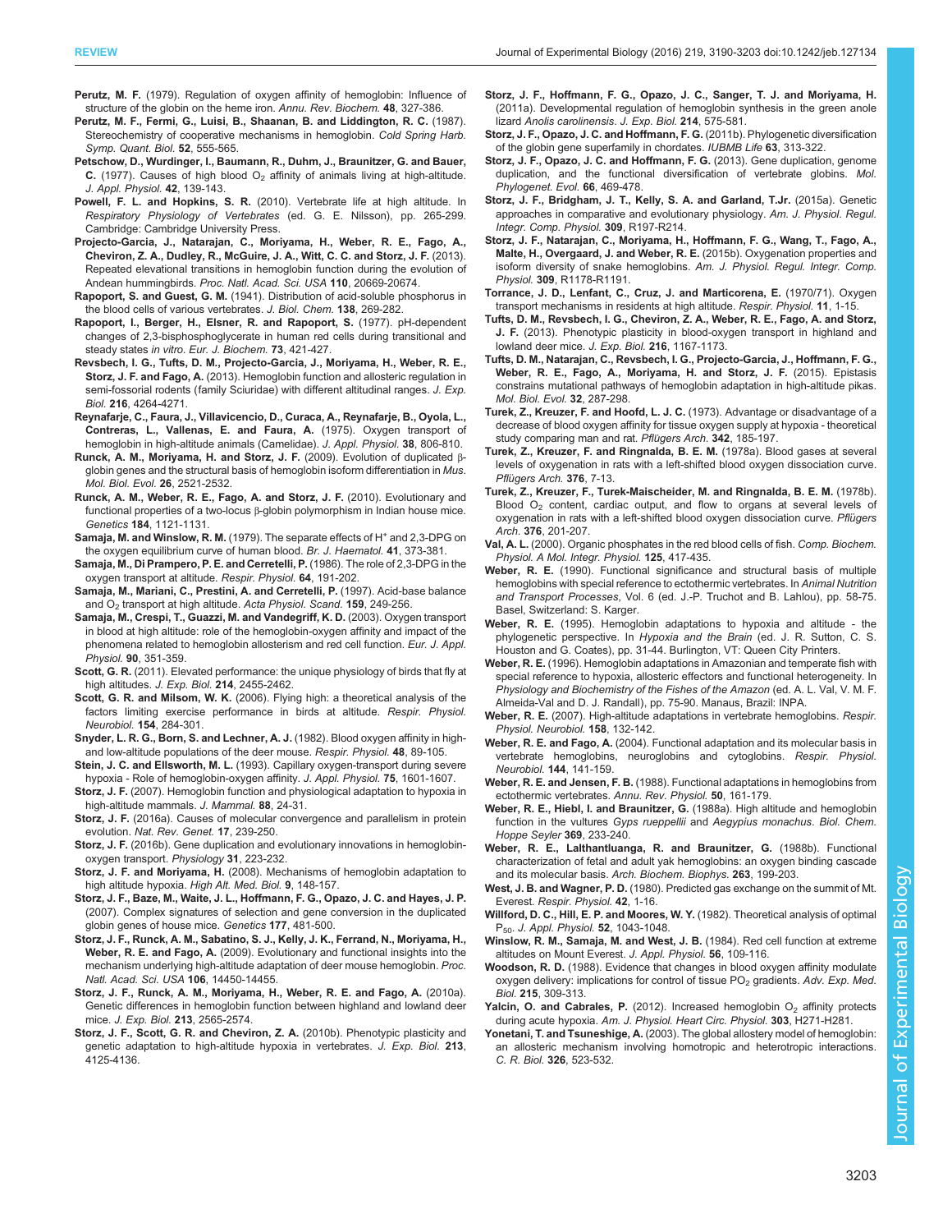**Perutz, M. F.** (1979). Regulation of oxygen affinity of hemoglobin: Influence of structure of the globin on the heme iron. *Annu. Rev. Biochem.* **48**, 327-386.

**Perutz, M. F., Fermi, G., Luisi, B., Shaanan, B. and Liddington, R. C.** (1987). Stereochemistry of cooperative mechanisms in hemoglobin. *Cold Spring Harb. Symp. Quant. Biol.* **52**, 555-565.

**Petschow, D., Wurdinger, I., Baumann, R., Duhm, J., Braunitzer, G. and Bauer, C.** (1977). Causes of high blood $O_2$ affinity of animals living at high-altitude. *J. Appl. Physiol.* **42**, 139-143.

**Powell, F. L. and Hopkins, S. R.** (2010). Vertebrate life at high altitude. In *Respiratory Physiology of Vertebrates* (ed. G. E. Nilsson), pp. 265-299. Cambridge: Cambridge University Press.

**Projecto-Garcia, J., Natarajan, C., Moriyama, H., Weber, R. E., Fago, A., Cheviron, Z. A., Dudley, R., McGuire, J. A., Witt, C. C. and Storz, J. F.** (2013). Repeated elevational transitions in hemoglobin function during the evolution of Andean hummingbirds. *Proc. Natl. Acad. Sci. USA* **110**, 20669-20674.

**Rapoport, S. and Guest, G. M.** (1941). Distribution of acid-soluble phosphorus in the blood cells of various vertebrates. *J. Biol. Chem.* **138**, 269-282.

**Rapoport, I., Berger, H., Elsner, R. and Rapoport, S.** (1977). pH-dependent changes of 2,3-bisphosphoglycerate in human red cells during transitional and steady states *in vitro*. *Eur. J. Biochem.* **73**, 421-427.

**Revsbech, I. G., Tufts, D. M., Projecto-Garcia, J., Moriyama, H., Weber, R. E., Storz, J. F. and Fago, A.** (2013). Hemoglobin function and allosteric regulation in semi-fossorial rodents (family Sciuridae) with different altitudinal ranges. *J. Exp. Biol.* **216**, 4264-4271.

**Reynafarje, C., Faura, J., Villavicencio, D., Curaca, A., Reynafarje, B., Oyola, L., Contreras, L., Vallenas, E. and Faura, A.** (1975). Oxygen transport of hemoglobin in high-altitude animals (Camelidae). *J. Appl. Physiol.* **38**, 806-810.

**Runck, A. M., Moriyama, H. and Storz, J. F.** (2009). Evolution of duplicated β-globin genes and the structural basis of hemoglobin isoform differentiation in *Mus*. *Mol. Biol. Evol.* **26**, 2521-2532.

**Runck, A. M., Weber, R. E., Fago, A. and Storz, J. F.** (2010). Evolutionary and functional properties of a two-locus β-globin polymorphism in Indian house mice. *Genetics* **184**, 1121-1131.

**Samaja, M. and Winslow, R. M.** (1979). The separate effects of $H^+$ and 2,3-DPG on the oxygen equilibrium curve of human blood. *Br. J. Haematol.* **41**, 373-381.

**Samaja, M., Di Prampero, P. E. and Cerretelli, P.** (1986). The role of 2,3-DPG in the oxygen transport at altitude. *Respir. Physiol.* **64**, 191-202.

**Samaja, M., Mariani, C., Prestini, A. and Cerretelli, P.** (1997). Acid-base balance and $O_2$ transport at high altitude. *Acta Physiol. Scand.* **159**, 249-256.

**Samaja, M., Crespi, T., Guazzi, M. and Vandegriff, K. D.** (2003). Oxygen transport in blood at high altitude: role of the hemoglobin-oxygen affinity and impact of the phenomena related to hemoglobin allosterism and red cell function. *Eur. J. Appl. Physiol.* **90**, 351-359.

**Scott, G. R.** (2011). Elevated performance: the unique physiology of birds that fly at high altitudes. *J. Exp. Biol.* **214**, 2455-2462.

**Scott, G. R. and Milsom, W. K.** (2006). Flying high: a theoretical analysis of the factors limiting exercise performance in birds at altitude. *Respir. Physiol. Neurobiol.* **154**, 284-301.

**Snyder, L. R. G., Born, S. and Lechner, A. J.** (1982). Blood oxygen affinity in high- and low-altitude populations of the deer mouse. *Respir. Physiol.* **48**, 89-105.

**Stein, J. C. and Ellsworth, M. L.** (1993). Capillary oxygen-transport during severe hypoxia - Role of hemoglobin-oxygen affinity. *J. Appl. Physiol.* **75**, 1601-1607.

**Storz, J. F.** (2007). Hemoglobin function and physiological adaptation to hypoxia in high-altitude mammals. *J. Mammal.* **88**, 24-31.

**Storz, J. F.** (2016a). Causes of molecular convergence and parallelism in protein evolution. *Nat. Rev. Genet.* **17**, 239-250.

**Storz, J. F.** (2016b). Gene duplication and evolutionary innovations in hemoglobin-oxygen transport. *Physiology* **31**, 223-232.

**Storz, J. F. and Moriyama, H.** (2008). Mechanisms of hemoglobin adaptation to high altitude hypoxia. *High Alt. Med. Biol.* **9**, 148-157.

**Storz, J. F., Baze, M., Waite, J. L., Hoffmann, F. G., Opazo, J. C. and Hayes, J. P.** (2007). Complex signatures of selection and gene conversion in the duplicated globin genes of house mice. *Genetics* **177**, 481-500.

**Storz, J. F., Runck, A. M., Sabatino, S. J., Kelly, J. K., Ferrand, N., Moriyama, H., Weber, R. E. and Fago, A.** (2009). Evolutionary and functional insights into the mechanism underlying high-altitude adaptation of deer mouse hemoglobin. *Proc. Natl. Acad. Sci. USA* **106**, 14450-14455.

**Storz, J. F., Runck, A. M., Moriyama, H., Weber, R. E. and Fago, A.** (2010a). Genetic differences in hemoglobin function between highland and lowland deer mice. *J. Exp. Biol.* **213**, 2565-2574.

**Storz, J. F., Scott, G. R. and Cheviron, Z. A.** (2010b). Phenotypic plasticity and genetic adaptation to high-altitude hypoxia in vertebrates. *J. Exp. Biol.* **213**, 4125-4136.

**Storz, J. F., Hoffmann, F. G., Opazo, J. C., Sanger, T. J. and Moriyama, H.** (2011a). Developmental regulation of hemoglobin synthesis in the green anole lizard *Anolis carolinensis*. *J. Exp. Biol.* **214**, 575-581.

**Storz, J. F., Opazo, J. C. and Hoffmann, F. G.** (2011b). Phylogenetic diversification of the globin gene superfamily in chordates. *IUBMB Life* **63**, 313-322.

**Storz, J. F., Opazo, J. C. and Hoffmann, F. G.** (2013). Gene duplication, genome duplication, and the functional diversification of vertebrate globins. *Mol. Phylogenet. Evol.* **66**, 469-478.

**Storz, J. F., Bridgham, J. T., Kelly, S. A. and Garland, T.Jr.** (2015a). Genetic approaches in comparative and evolutionary physiology. *Am. J. Physiol. Regul. Integr. Comp. Physiol.* **309**, R197-R214.

**Storz, J. F., Natarajan, C., Moriyama, H., Hoffmann, F. G., Wang, T., Fago, A., Malte, H., Overgaard, J. and Weber, R. E.** (2015b). Oxygenation properties and isoform diversity of snake hemoglobins. *Am. J. Physiol. Regul. Integr. Comp. Physiol.* **309**, R1178-R1191.

**Torrance, J. D., Lenfant, C., Cruz, J. and Marticorena, E.** (1970/71). Oxygen transport mechanisms in residents at high altitude. *Respir. Physiol.* **11**, 1-15.

**Tufts, D. M., Revsbech, I. G., Cheviron, Z. A., Weber, R. E., Fago, A. and Storz, J. F.** (2013). Phenotypic plasticity in blood-oxygen transport in highland and lowland deer mice. *J. Exp. Biol.* **216**, 1167-1173.

**Tufts, D. M., Natarajan, C., Revsbech, I. G., Projecto-Garcia, J., Hoffmann, F. G., Weber, R. E., Fago, A., Moriyama, H. and Storz, J. F.** (2015). Epistasis constrains mutational pathways of hemoglobin adaptation in high-altitude pikas. *Mol. Biol. Evol.* **32**, 287-298.

**Turek, Z., Kreuzer, F. and Hoofd, L. J. C.** (1973). Advantage or disadvantage of a decrease of blood oxygen affinity for tissue oxygen supply at hypoxia - theoretical study comparing man and rat. *Pflügers Arch.* **342**, 185-197.

**Turek, Z., Kreuzer, F. and Ringnalda, B. E. M.** (1978a). Blood gases at several levels of oxygenation in rats with a left-shifted blood oxygen dissociation curve. *Pflügers Arch.* **376**, 7-13.

**Turek, Z., Kreuzer, F., Turek-Maischeider, M. and Ringnalda, B. E. M.** (1978b). Blood $O_2$ content, cardiac output, and flow to organs at several levels of oxygenation in rats with a left-shifted blood oxygen dissociation curve. *Pflügers Arch.* **376**, 201-207.

**Val, A. L.** (2000). Organic phosphates in the red blood cells of fish. *Comp. Biochem. Physiol. A Mol. Integr. Physiol.* **125**, 417-435.

**Weber, R. E.** (1990). Functional significance and structural basis of multiple hemoglobins with special reference to ectothermic vertebrates. In *Animal Nutrition and Transport Processes*, Vol. 6 (ed. J.-P. Truchot and B. Lahlou), pp. 58-75. Basel, Switzerland: S. Karger.

**Weber, R. E.** (1995). Hemoglobin adaptations to hypoxia and altitude - the phylogenetic perspective. In *Hypoxia and the Brain* (ed. J. R. Sutton, C. S. Houston and G. Coates), pp. 31-44. Burlington, VT: Queen City Printers.

**Weber, R. E.** (1996). Hemoglobin adaptations in Amazonian and temperate fish with special reference to hypoxia, allosteric effectors and functional heterogeneity. In *Physiology and Biochemistry of the Fishes of the Amazon* (ed. A. L. Val, V. M. F. Almeida-Val and D. J. Randall), pp. 75-90. Manaus, Brazil: INPA.

**Weber, R. E.** (2007). High-altitude adaptations in vertebrate hemoglobins. *Respir. Physiol. Neurobiol.* **158**, 132-142.

**Weber, R. E. and Fago, A.** (2004). Functional adaptation and its molecular basis in vertebrate hemoglobins, neuroglobins and cytoglobins. *Respir. Physiol. Neurobiol.* **144**, 141-159.

**Weber, R. E. and Jensen, F. B.** (1988). Functional adaptations in hemoglobins from ectothermic vertebrates. *Annu. Rev. Physiol.* **50**, 161-179.

**Weber, R. E., Hiebl, I. and Braunitzer, G.** (1988a). High altitude and hemoglobin function in the vultures *Gyps rueppellii* and *Aegypius monachus*. *Biol. Chem. Hoppe Seyler* **369**, 233-240.

**Weber, R. E., Lalthantluanga, R. and Braunitzer, G.** (1988b). Functional characterization of fetal and adult yak hemoglobins: an oxygen binding cascade and its molecular basis. *Arch. Biochem. Biophys.* **263**, 199-203.

**West, J. B. and Wagner, P. D.** (1980). Predicted gas exchange on the summit of Mt. Everest. *Respir. Physiol.* **42**, 1-16.

**Willford, D. C., Hill, E. P. and Moores, W. Y.** (1982). Theoretical analysis of optimal $P_{50}$. *J. Appl. Physiol.* **52**, 1043-1048.

**Winslow, R. M., Samaja, M. and West, J. B.** (1984). Red cell function at extreme altitudes on Mount Everest. *J. Appl. Physiol.* **56**, 109-116.

**Woodson, R. D.** (1988). Evidence that changes in blood oxygen affinity modulate oxygen delivery: implications for control of tissue $PO_2$ gradients. *Adv. Exp. Med. Biol.* **215**, 309-313.

**Yalcin, O. and Cabrales, P.** (2012). Increased hemoglobin $O_2$ affinity protects during acute hypoxia. *Am. J. Physiol. Heart Circ. Physiol.* **303**, H271-H281.

**Yonetani, T. and Tsuneshige, A.** (2003). The global allostery model of hemoglobin: an allosteric mechanism involving homotropic and heterotropic interactions. *C. R. Biol.* **326**, 523-532.